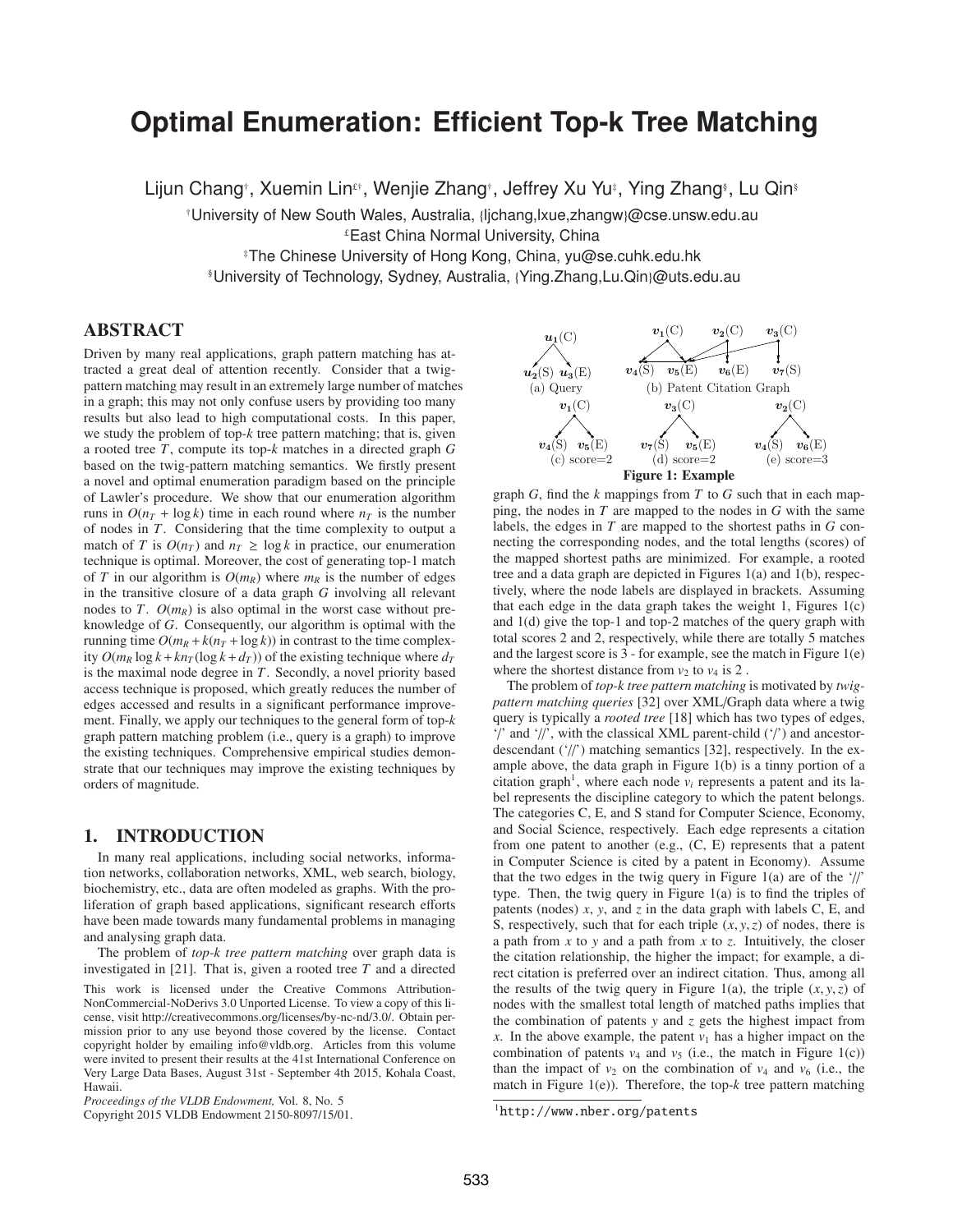# Optimal Enumeration: Efficient Top-k Tree Matching

Lijun Chang[†], Xuemin Lin[£†], Wenjie Zhang[†], Jeffrey Xu Yu[♮], Ying Zhang[§], Lu Qin[§]

[†]University of New South Wales, Australia, {ljchang,lxue,zhangw}@cse.unsw.edu.au

[£]East China Normal University, China

[♮]The Chinese University of Hong Kong, China, yu@se.cuhk.edu.hk

[§]University of Technology, Sydney, Australia, {Ying.Zhang,Lu.Qin}@uts.edu.au

## ABSTRACT

Driven by many real applications, graph pattern matching has attracted a great deal of attention recently. Consider that a twig-pattern matching may result in an extremely large number of matches in a graph; this may not only confuse users by providing too many results but also lead to high computational costs. In this paper, we study the problem of top-$k$ tree pattern matching; that is, given a rooted tree $T$, compute its top-$k$ matches in a directed graph $G$ based on the twig-pattern matching semantics. We firstly present a novel and optimal enumeration paradigm based on the principle of Lawler's procedure. We show that our enumeration algorithm runs in $O(n_T + \log k)$ time in each round where $n_T$ is the number of nodes in $T$. Considering that the time complexity to output a match of $T$ is $O(n_T)$ and $n_T \geq \log k$ in practice, our enumeration technique is optimal. Moreover, the cost of generating top-1 match of $T$ in our algorithm is $O(m_R)$ where $m_R$ is the number of edges in the transitive closure of a data graph $G$ involving all relevant nodes to $T$. $O(m_R)$ is also optimal in the worst case without pre-knowledge of $G$. Consequently, our algorithm is optimal with the running time $O(m_R + k(n_T + \log k))$ in contrast to the time complexity $O(m_R \log k + kn_T(\log k + d_T))$ of the existing technique where $d_T$ is the maximal node degree in $T$. Secondly, a novel priority based access technique is proposed, which greatly reduces the number of edges accessed and results in a significant performance improvement. Finally, we apply our techniques to the general form of top-$k$ graph pattern matching problem (i.e., query is a graph) to improve the existing techniques. Comprehensive empirical studies demonstrate that our techniques may improve the existing techniques by orders of magnitude.

## 1. INTRODUCTION

In many real applications, including social networks, information networks, collaboration networks, XML, web search, biology, biochemistry, etc., data are often modeled as graphs. With the proliferation of graph based applications, significant research efforts have been made towards many fundamental problems in managing and analysing graph data.

The problem of *top-k tree pattern matching* over graph data is investigated in [21]. That is, given a rooted tree $T$ and a directed

This work is licensed under the Creative Commons Attribution-NonCommercial-NoDerivs 3.0 Unported License. To view a copy of this license, visit http://creativecommons.org/licenses/by-nc-nd/3.0/. Obtain permission prior to any use beyond those covered by the license. Contact copyright holder by emailing info@vldb.org. Articles from this volume were invited to present their results at the 41st International Conference on Very Large Data Bases, August 31st - September 4th 2015, Kohala Coast, Hawaii.

*Proceedings of the VLDB Endowment,* Vol. 8, No. 5
Copyright 2015 VLDB Endowment 2150-8097/15/01.

(a) Query (b) Patent Citation Graph (c) score=2 (d) score=2 (e) score=3

**Figure 1: Example**

graph $G$, find the $k$ mappings from $T$ to $G$ such that in each mapping, the nodes in $T$ are mapped to the nodes in $G$ with the same labels, the edges in $T$ are mapped to the shortest paths in $G$ connecting the corresponding nodes, and the total lengths (scores) of the mapped shortest paths are minimized. For example, a rooted tree and a data graph are depicted in Figures 1(a) and 1(b), respectively, where the node labels are displayed in brackets. Assuming that each edge in the data graph takes the weight 1, Figures 1(c) and 1(d) give the top-1 and top-2 matches of the query graph with total scores 2 and 2, respectively, while there are totally 5 matches and the largest score is 3 - for example, see the match in Figure 1(e) where the shortest distance from $v_2$ to $v_4$ is 2 .

The problem of *top-k tree pattern matching* is motivated by *twig-pattern matching queries* [32] over XML/Graph data where a twig query is typically a *rooted tree* [18] which has two types of edges, '/' and '//', with the classical XML parent-child ('/') and ancestor-descendant ('//') matching semantics [32], respectively. In the example above, the data graph in Figure 1(b) is a tinny portion of a citation graph[1], where each node $v_i$ represents a patent and its label represents the discipline category to which the patent belongs. The categories C, E, and S stand for Computer Science, Economy, and Social Science, respectively. Each edge represents a citation from one patent to another (e.g., (C, E) represents that a patent in Computer Science is cited by a patent in Economy). Assume that the two edges in the twig query in Figure 1(a) are of the '//' type. Then, the twig query in Figure 1(a) is to find the triples of patents (nodes) $x$, $y$, and $z$ in the data graph with labels C, E, and S, respectively, such that for each triple $(x, y, z)$ of nodes, there is a path from $x$ to $y$ and a path from $x$ to $z$. Intuitively, the closer the citation relationship, the higher the impact; for example, a direct citation is preferred over an indirect citation. Thus, among all the results of the twig query in Figure 1(a), the triple $(x, y, z)$ of nodes with the smallest total length of matched paths implies that the combination of patents $y$ and $z$ gets the highest impact from $x$. In the above example, the patent $v_1$ has a higher impact on the combination of patents $v_4$ and $v_5$ (i.e., the match in Figure 1(c)) than the impact of $v_2$ on the combination of $v_4$ and $v_6$ (i.e., the match in Figure 1(e)). Therefore, the top-$k$ tree pattern matching

[1] http://www.nber.org/patents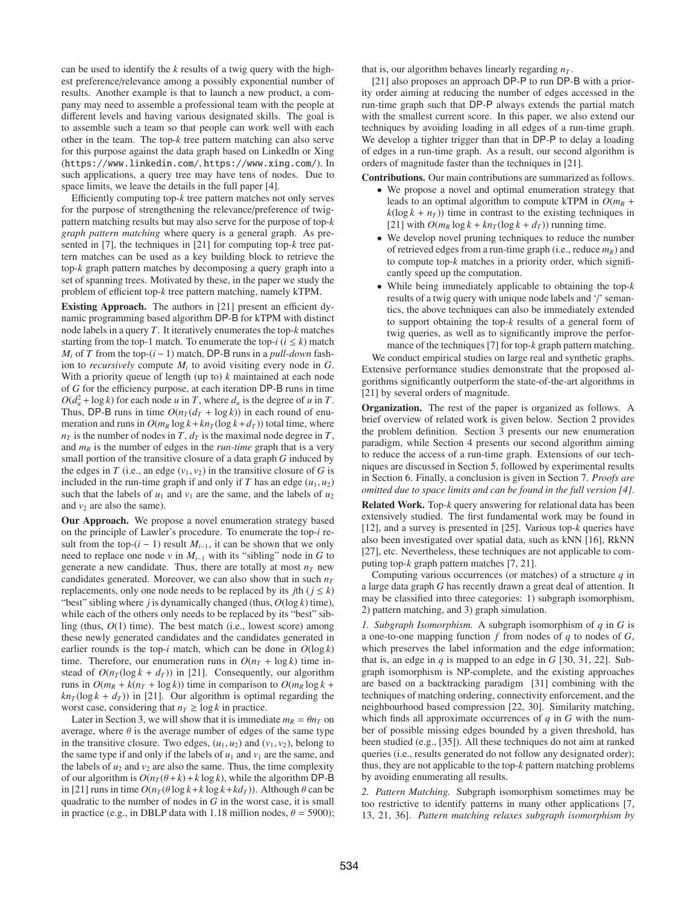can be used to identify the $k$ results of a twig query with the highest preference/relevance among a possibly exponential number of results. Another example is that to launch a new product, a company may need to assemble a professional team with the people at different levels and having various designated skills. The goal is to assemble such a team so that people can work well with each other in the team. The top-$k$ tree pattern matching can also serve for this purpose against the data graph based on LinkedIn or Xing (https://www.linkedin.com/, https://www.xing.com/). In such applications, a query tree may have tens of nodes. Due to space limits, we leave the details in the full paper [4].

Efficiently computing top-$k$ tree pattern matches not only serves for the purpose of strengthening the relevance/preference of twig-pattern matching results but may also serve for the purpose of top-$k$ *graph pattern matching* where query is a general graph. As presented in [7], the techniques in [21] for computing top-$k$ tree pattern matches can be used as a key building block to retrieve the top-$k$ graph pattern matches by decomposing a query graph into a set of spanning trees. Motivated by these, in the paper we study the problem of efficient top-$k$ tree pattern matching, namely kTPM.

**Existing Approach.** The authors in [21] present an efficient dynamic programming based algorithm DP-B for kTPM with distinct node labels in a query $T$. It iteratively enumerates the top-$k$ matches starting from the top-1 match. To enumerate the top-$i$ ($i \leq k$) match $M_i$ of $T$ from the top-$(i-1)$ match, DP-B runs in a *pull-down* fashion to *recursively* compute $M_i$ to avoid visiting every node in $G$. With a priority queue of length (up to) $k$ maintained at each node of $G$ for the efficiency purpose, at each iteration DP-B runs in time $O(d_u^2 + \log k)$ for each node $u$ in $T$, where $d_u$ is the degree of $u$ in $T$. Thus, DP-B runs in time $O(n_T(d_T + \log k))$ in each round of enumeration and runs in $O(m_R \log k + kn_T(\log k + d_T))$ total time, where $n_T$ is the number of nodes in $T$, $d_T$ is the maximal node degree in $T$, and $m_R$ is the number of edges in the *run-time* graph that is a very small portion of the transitive closure of a data graph $G$ induced by the edges in $T$ (i.e., an edge $(v_1, v_2)$ in the transitive closure of $G$ is included in the run-time graph if and only if $T$ has an edge $(u_1, u_2)$ such that the labels of $u_1$ and $v_1$ are the same, and the labels of $u_2$ and $v_2$ are also the same).

**Our Approach.** We propose a novel enumeration strategy based on the principle of Lawler's procedure. To enumerate the top-$i$ result from the top-$(i-1)$ result $M_{i-1}$, it can be shown that we only need to replace one node $v$ in $M_{i-1}$ with its "sibling" node in $G$ to generate a new candidate. Thus, there are totally at most $n_T$ new candidates generated. Moreover, we can also show that in such $n_T$ replacements, only one node needs to be replaced by its $j$th ($j \leq k$) "best" sibling where $j$ is dynamically changed (thus, $O(\log k)$ time), while each of the others only needs to be replaced by its "best" sibling (thus, $O(1)$ time). The best match (i.e., lowest score) among these newly generated candidates and the candidates generated in earlier rounds is the top-$i$ match, which can be done in $O(\log k)$ time. Therefore, our enumeration runs in $O(n_T + \log k)$ time instead of $O(n_T(\log k + d_T))$ in [21]. Consequently, our algorithm runs in $O(m_R + k(n_T + \log k))$ time in comparison to $O(m_R \log k + kn_T(\log k + d_T))$ in [21]. Our algorithm is optimal regarding the worst case, considering that $n_T \geq \log k$ in practice.

Later in Section 3, we will show that it is immediate $m_R = \theta n_T$ on average, where $\theta$ is the average number of edges of the same type in the transitive closure. Two edges, $(u_1, u_2)$ and $(v_1, v_2)$, belong to the same type if and only if the labels of $u_1$ and $v_1$ are the same, and the labels of $u_2$ and $v_2$ are also the same. Thus, the time complexity of our algorithm is $O(n_T(\theta + k) + k \log k)$, while the algorithm DP-B in [21] runs in time $O(n_T(\theta \log k + k \log k + kd_T))$. Although $\theta$ can be quadratic to the number of nodes in $G$ in the worst case, it is small in practice (e.g., in DBLP data with 1.18 million nodes, $\theta = 5900$); that is, our algorithm behaves linearly regarding $n_T$.

[21] also proposes an approach DP-P to run DP-B with a priority order aiming at reducing the number of edges accessed in the run-time graph such that DP-P always extends the partial match with the smallest current score. In this paper, we also extend our techniques by avoiding loading in all edges of a run-time graph. We develop a tighter trigger than that in DP-P to delay a loading of edges in a run-time graph. As a result, our second algorithm is orders of magnitude faster than the techniques in [21].

**Contributions.** Our main contributions are summarized as follows.

- We propose a novel and optimal enumeration strategy that leads to an optimal algorithm to compute kTPM in $O(m_R + k(\log k + n_T))$ time in contrast to the existing techniques in [21] with $O(m_R \log k + kn_T(\log k + d_T))$ running time.
- We develop novel pruning techniques to reduce the number of retrieved edges from a run-time graph (i.e., reduce $m_R$) and to compute top-$k$ matches in a priority order, which significantly speed up the computation.
- While being immediately applicable to obtaining the top-$k$ results of a twig query with unique node labels and '/' semantics, the above techniques can also be immediately extended to support obtaining the top-$k$ results of a general form of twig queries, as well as to significantly improve the performance of the techniques [7] for top-$k$ graph pattern matching.

We conduct empirical studies on large real and synthetic graphs. Extensive performance studies demonstrate that the proposed algorithms significantly outperform the state-of-the-art algorithms in [21] by several orders of magnitude.

**Organization.** The rest of the paper is organized as follows. A brief overview of related work is given below. Section 2 provides the problem definition. Section 3 presents our new enumeration paradigm, while Section 4 presents our second algorithm aiming to reduce the access of a run-time graph. Extensions of our techniques are discussed in Section 5, followed by experimental results in Section 6. Finally, a conclusion is given in Section 7. *Proofs are omitted due to space limits and can be found in the full version [4].*

**Related Work.** Top-$k$ query answering for relational data has been extensively studied. The first fundamental work may be found in [12], and a survey is presented in [25]. Various top-$k$ queries have also been investigated over spatial data, such as kNN [16], RkNN [27], etc. Nevertheless, these techniques are not applicable to computing top-$k$ graph pattern matches [7, 21].

Computing various occurrences (or matches) of a structure $q$ in a large data graph $G$ has recently drawn a great deal of attention. It may be classified into three categories: 1) subgraph isomorphism, 2) pattern matching, and 3) graph simulation.

*1. Subgraph Isomorphism.* A subgraph isomorphism of $q$ in $G$ is a one-to-one mapping function $f$ from nodes of $q$ to nodes of $G$, which preserves the label information and the edge information; that is, an edge in $q$ is mapped to an edge in $G$ [30, 31, 22]. Subgraph isomorphism is NP-complete, and the existing approaches are based on a backtracking paradigm [31] combining with the techniques of matching ordering, connectivity enforcement, and the neighbourhood based compression [22, 30]. Similarity matching, which finds all approximate occurrences of $q$ in $G$ with the number of possible missing edges bounded by a given threshold, has been studied (e.g., [35]). All these techniques do not aim at ranked queries (i.e., results generated do not follow any designated order); thus, they are not applicable to the top-$k$ pattern matching problems by avoiding enumerating all results.

*2. Pattern Matching.* Subgraph isomorphism sometimes may be too restrictive to identify patterns in many other applications [7, 13, 21, 36]. *Pattern matching relaxes subgraph isomorphism by*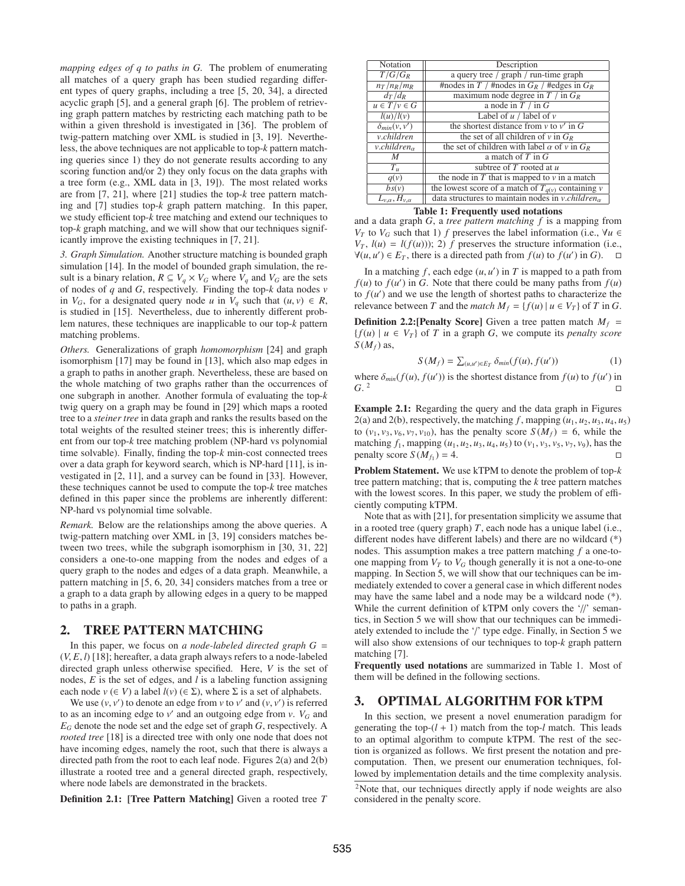*mapping edges of q to paths in G.* The problem of enumerating all matches of a query graph has been studied regarding different types of query graphs, including a tree [5, 20, 34], a directed acyclic graph [5], and a general graph [6]. The problem of retrieving graph pattern matches by restricting each matching path to be within a given threshold is investigated in [36]. The problem of twig-pattern matching over XML is studied in [3, 19]. Nevertheless, the above techniques are not applicable to top-$k$ pattern matching queries since 1) they do not generate results according to any scoring function and/or 2) they only focus on the data graphs with a tree form (e.g., XML data in [3, 19]). The most related works are from [7, 21], where [21] studies the top-$k$ tree pattern matching and [7] studies top-$k$ graph pattern matching. In this paper, we study efficient top-$k$ tree matching and extend our techniques to top-$k$ graph matching, and we will show that our techniques significantly improve the existing techniques in [7, 21].

*3. Graph Simulation.* Another structure matching is bounded graph simulation [14]. In the model of bounded graph simulation, the result is a binary relation, $R \subseteq V_q \times V_G$ where $V_q$ and $V_G$ are the sets of nodes of $q$ and $G$, respectively. Finding the top-$k$ data nodes $v$ in $V_G$, for a designated query node $u$ in $V_q$ such that $(u, v) \in R$, is studied in [15]. Nevertheless, due to inherently different problem natures, these techniques are inapplicable to our top-$k$ pattern matching problems.

*Others.* Generalizations of graph *homomorphism* [24] and graph isomorphism [17] may be found in [13], which also map edges in a graph to paths in another graph. Nevertheless, these are based on the whole matching of two graphs rather than the occurrences of one subgraph in another. Another formula of evaluating the top-$k$ twig query on a graph may be found in [29] which maps a rooted tree to a *steiner tree* in data graph and ranks the results based on the total weights of the resulted steiner trees; this is inherently different from our top-$k$ tree matching problem (NP-hard vs polynomial time solvable). Finally, finding the top-$k$ min-cost connected trees over a data graph for keyword search, which is NP-hard [11], is investigated in [2, 11], and a survey can be found in [33]. However, these techniques cannot be used to compute the top-$k$ tree matches defined in this paper since the problems are inherently different: NP-hard vs polynomial time solvable.

*Remark.* Below are the relationships among the above queries. A twig-pattern matching over XML in [3, 19] considers matches between two trees, while the subgraph isomorphism in [30, 31, 22] considers a one-to-one mapping from the nodes and edges of a query graph to the nodes and edges of a data graph. Meanwhile, a pattern matching in [5, 6, 20, 34] considers matches from a tree or a graph to a data graph by allowing edges in a query to be mapped to paths in a graph.

## 2. TREE PATTERN MATCHING

In this paper, we focus on *a node-labeled directed graph* $G = (V, E, l)$ [18]; hereafter, a data graph always refers to a node-labeled directed graph unless otherwise specified. Here, $V$ is the set of nodes, $E$ is the set of edges, and $l$ is a labeling function assigning each node $v$ ($\in V$) a label $l(v)$ ($\in \Sigma$), where $\Sigma$ is a set of alphabets.

We use $(v, v')$ to denote an edge from $v$ to $v'$ and $(v, v')$ is referred to as an incoming edge to $v'$ and an outgoing edge from $v$. $V_G$ and $E_G$ denote the node set and the edge set of graph $G$, respectively. A *rooted tree* [18] is a directed tree with only one node that does not have incoming edges, namely the root, such that there is always a directed path from the root to each leaf node. Figures 2(a) and 2(b) illustrate a rooted tree and a general directed graph, respectively, where node labels are demonstrated in the brackets.

**Definition 2.1: [Tree Pattern Matching]** Given a rooted tree $T$ and a data graph $G$, a *tree pattern matching* $f$ is a mapping from $V_T$ to $V_G$ such that 1) $f$ preserves the label information (i.e., $\forall u \in V_T$, $l(u) = l(f(u))$); 2) $f$ preserves the structure information (i.e., $\forall (u, u') \in E_T$, there is a directed path from $f(u)$ to $f(u')$ in $G$). □

| Notation | Description |
|---|---|
| $T/G/G_R$ | a query tree / graph / run-time graph |
| $n_T/n_R/m_R$ | #nodes in $T$ / #nodes in $G_R$ / #edges in $G_R$ |
| $d_T/d_R$ | maximum node degree in $T$ / in $G_R$ |
| $u \in T/v \in G$ | a node in $T$ / in $G$ |
| $l(u)/l(v)$ | Label of $u$ / label of $v$ |
| $\delta_{min}(v, v')$ | the shortest distance from $v$ to $v'$ in $G$ |
| $v.children$ | the set of all children of $v$ in $G_R$ |
| $v.children_\alpha$ | the set of children with label $\alpha$ of $v$ in $G_R$ |
| $M$ | a match of $T$ in $G$ |
| $T_u$ | subtree of $T$ rooted at $u$ |
| $q(v)$ | the node in $T$ that is mapped to $v$ in a match |
| $bs(v)$ | the lowest score of a match of $T_{q(v)}$ containing $v$ |
| $L_{v,\alpha}, H_{v,\alpha}$ | data structures to maintain nodes in $v.children_\alpha$ |

**Table 1: Frequently used notations**

In a matching $f$, each edge $(u, u')$ in $T$ is mapped to a path from $f(u)$ to $f(u')$ in $G$. Note that there could be many paths from $f(u)$ to $f(u')$ and we use the length of shortest paths to characterize the relevance between $T$ and the *match* $M_f = \{f(u) \mid u \in V_T\}$ of $T$ in $G$.

**Definition 2.2:[Penalty Score]** Given a tree patten match $M_f = \{f(u) \mid u \in V_T\}$ of $T$ in a graph $G$, we compute its *penalty score* $S(M_f)$ as,

$$S(M_f) = \sum_{(u,u') \in E_T} \delta_{min}(f(u), f(u')) \tag{1}$$

where $\delta_{min}(f(u), f(u'))$ is the shortest distance from $f(u)$ to $f(u')$ in $G$. [2] □

**Example 2.1:** Regarding the query and the data graph in Figures 2(a) and 2(b), respectively, the matching $f$, mapping $(u_1, u_2, u_3, u_4, u_5)$ to $(v_1, v_3, v_6, v_7, v_{10})$, has the penalty score $S(M_f) = 6$, while the matching $f_1$, mapping $(u_1, u_2, u_3, u_4, u_5)$ to $(v_1, v_3, v_5, v_7, v_9)$, has the penalty score $S(M_{f_1}) = 4$. □

**Problem Statement.** We use kTPM to denote the problem of top-$k$ tree pattern matching; that is, computing the $k$ tree pattern matches with the lowest scores. In this paper, we study the problem of efficiently computing kTPM.

Note that as with [21], for presentation simplicity we assume that in a rooted tree (query graph) $T$, each node has a unique label (i.e., different nodes have different labels) and there are no wildcard (*) nodes. This assumption makes a tree pattern matching $f$ a one-to-one mapping from $V_T$ to $V_G$ though generally it is not a one-to-one mapping. In Section 5, we will show that our techniques can be immediately extended to cover a general case in which different nodes may have the same label and a node may be a wildcard node (*). While the current definition of kTPM only covers the '//' semantics, in Section 5 we will show that our techniques can be immediately extended to include the '/' type edge. Finally, in Section 5 we will also show extensions of our techniques to top-$k$ graph pattern matching [7].

**Frequently used notations** are summarized in Table 1. Most of them will be defined in the following sections.

## 3. OPTIMAL ALGORITHM FOR kTPM

In this section, we present a novel enumeration paradigm for generating the top-$(l + 1)$ match from the top-$l$ match. This leads to an optimal algorithm to compute kTPM. The rest of the section is organized as follows. We first present the notation and precomputation. Then, we present our enumeration techniques, followed by implementation details and the time complexity analysis.

[2] Note that, our techniques directly apply if node weights are also considered in the penalty score.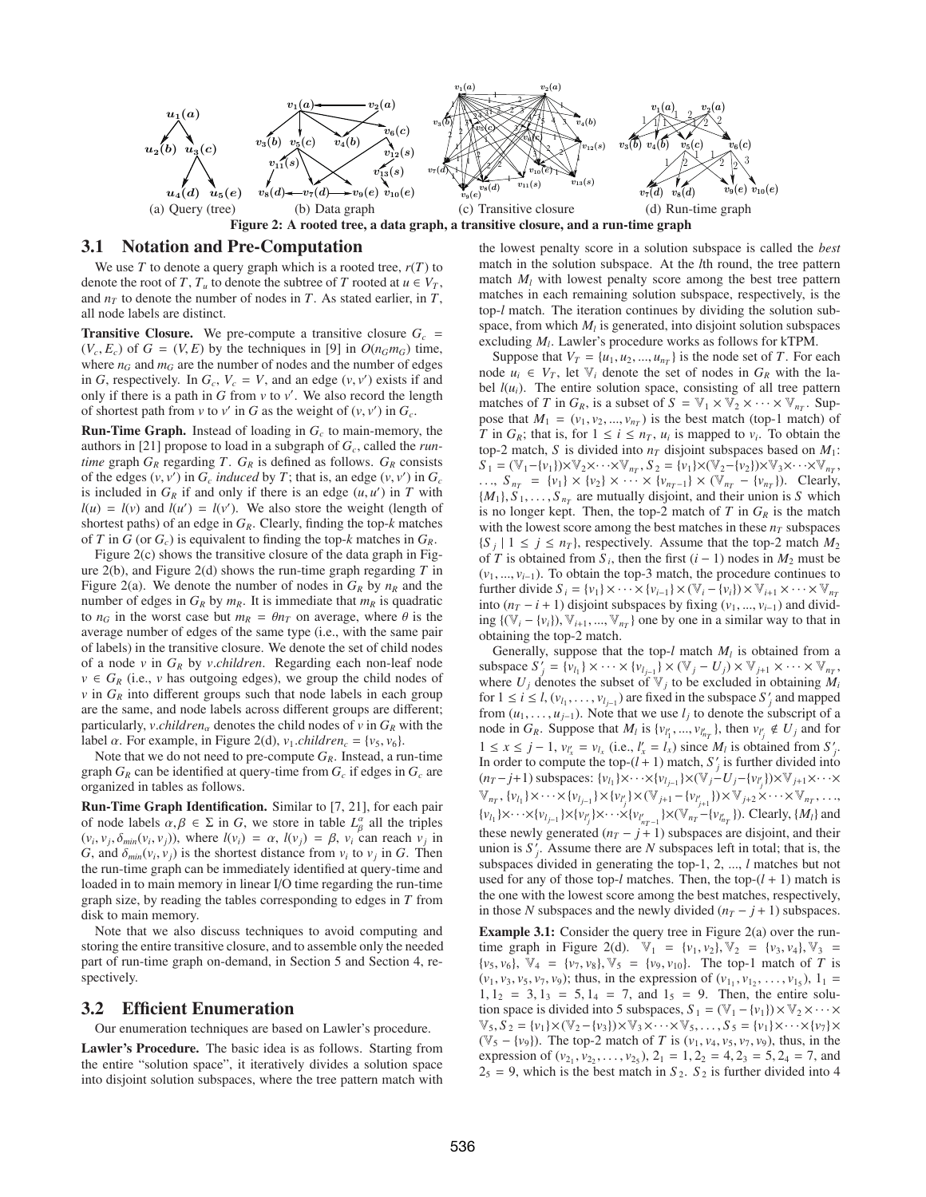(a) Query (tree) (b) Data graph (c) Transitive closure (d) Run-time graph

**Figure 2: A rooted tree, a data graph, a transitive closure, and a run-time graph**

## 3.1 Notation and Pre-Computation

We use $T$ to denote a query graph which is a rooted tree, $r(T)$ to denote the root of $T$, $T_u$ to denote the subtree of $T$ rooted at $u \in V_T$, and $n_T$ to denote the number of nodes in $T$. As stated earlier, in $T$, all node labels are distinct.

**Transitive Closure.** We pre-compute a transitive closure $G_c = (V_c, E_c)$ of $G = (V, E)$ by the techniques in [9] in $O(n_G m_G)$ time, where $n_G$ and $m_G$ are the number of nodes and the number of edges in $G$, respectively. In $G_c$, $V_c = V$, and an edge $(v, v')$ exists if and only if there is a path in $G$ from $v$ to $v'$. We also record the length of shortest path from $v$ to $v'$ in $G$ as the weight of $(v, v')$ in $G_c$.

**Run-Time Graph.** Instead of loading in $G_c$ to main-memory, the authors in [21] propose to load in a subgraph of $G_c$, called the *run-time* graph $G_R$ regarding $T$. $G_R$ is defined as follows. $G_R$ consists of the edges $(v, v')$ in $G_c$ *induced* by $T$; that is, an edge $(v, v')$ in $G_c$ is included in $G_R$ if and only if there is an edge $(u, u')$ in $T$ with $l(u) = l(v)$ and $l(u') = l(v')$. We also store the weight (length of shortest paths) of an edge in $G_R$. Clearly, finding the top-$k$ matches of $T$ in $G$ (or $G_c$) is equivalent to finding the top-$k$ matches in $G_R$.

Figure 2(c) shows the transitive closure of the data graph in Figure 2(b), and Figure 2(d) shows the run-time graph regarding $T$ in Figure 2(a). We denote the number of nodes in $G_R$ by $n_R$ and the number of edges in $G_R$ by $m_R$. It is immediate that $m_R$ is quadratic to $n_G$ in the worst case but $m_R = \theta n_T$ on average, where $\theta$ is the average number of edges of the same type (i.e., with the same pair of labels) in the transitive closure. We denote the set of child nodes of a node $v$ in $G_R$ by *v.children*. Regarding each non-leaf node $v \in G_R$ (i.e., $v$ has outgoing edges), we group the child nodes of $v$ in $G_R$ into different groups such that node labels in each group are the same, and node labels across different groups are different; particularly, $v.children_\alpha$ denotes the child nodes of $v$ in $G_R$ with the label $\alpha$. For example, in Figure 2(d), $v_1.children_c = \{v_5, v_6\}$.

Note that we do not need to pre-compute $G_R$. Instead, a run-time graph $G_R$ can be identified at query-time from $G_c$ if edges in $G_c$ are organized in tables as follows.

**Run-Time Graph Identification.** Similar to [7, 21], for each pair of node labels $\alpha, \beta \in \Sigma$ in $G$, we store in table $L^\alpha_\beta$ all the triples $(v_i, v_j, \delta_{min}(v_i, v_j))$, where $l(v_i) = \alpha$, $l(v_j) = \beta$, $v_i$ can reach $v_j$ in $G$, and $\delta_{min}(v_i, v_j)$ is the shortest distance from $v_i$ to $v_j$ in $G$. Then the run-time graph can be immediately identified at query-time and loaded in to main memory in linear I/O time regarding the run-time graph size, by reading the tables corresponding to edges in $T$ from disk to main memory.

Note that we also discuss techniques to avoid computing and storing the entire transitive closure, and to assemble only the needed part of run-time graph on-demand, in Section 5 and Section 4, respectively.

## 3.2 Efficient Enumeration

Our enumeration techniques are based on Lawler's procedure.

**Lawler's Procedure.** The basic idea is as follows. Starting from the entire "solution space", it iteratively divides a solution space into disjoint solution subspaces, where the tree pattern match with the lowest penalty score in a solution subspace is called the *best* match in the solution subspace. At the $l$th round, the tree pattern match $M_l$ with lowest penalty score among the best tree pattern matches in each remaining solution subspace, respectively, is the top-$l$ match. The iteration continues by dividing the solution subspace, from which $M_l$ is generated, into disjoint solution subspaces excluding $M_l$. Lawler's procedure works as follows for kTPM.

Suppose that $V_T = \{u_1, u_2, ..., u_{n_T}\}$ is the node set of $T$. For each node $u_i \in V_T$, let $\mathbb{V}_i$ denote the set of nodes in $G_R$ with the label $l(u_i)$. The entire solution space, consisting of all tree pattern matches of $T$ in $G_R$, is a subset of $S = \mathbb{V}_1 \times \mathbb{V}_2 \times \cdots \times \mathbb{V}_{n_T}$. Suppose that $M_1 = (v_1, v_2, ..., v_{n_T})$ is the best match (top-1 match) of $T$ in $G_R$; that is, for $1 \le i \le n_T$, $u_i$ is mapped to $v_i$. To obtain the top-2 match, $S$ is divided into $n_T$ disjoint subspaces based on $M_1$: $S_1 = (\mathbb{V}_1 - \{v_1\}) \times \mathbb{V}_2 \times \cdots \times \mathbb{V}_{n_T}$, $S_2 = \{v_1\} \times (\mathbb{V}_2 - \{v_2\}) \times \mathbb{V}_3 \times \cdots \times \mathbb{V}_{n_T}$, $\ldots$, $S_{n_T} = \{v_1\} \times \{v_2\} \times \cdots \times \{v_{n_T - 1}\} \times (\mathbb{V}_{n_T} - \{v_{n_T}\})$. Clearly, $\{M_1\}, S_1, \ldots, S_{n_T}$ are mutually disjoint, and their union is $S$ which is no longer kept. Then, the top-2 match of $T$ in $G_R$ is the match with the lowest score among the best matches in these $n_T$ subspaces $\{S_j \mid 1 \le j \le n_T\}$, respectively. Assume that the top-2 match $M_2$ of $T$ is obtained from $S_i$, then the first $(i-1)$ nodes in $M_2$ must be $(v_1, ..., v_{i-1})$. To obtain the top-3 match, the procedure continues to further divide $S_i = \{v_1\} \times \cdots \times \{v_{i-1}\} \times (\mathbb{V}_i - \{v_i\}) \times \mathbb{V}_{i+1} \times \cdots \times \mathbb{V}_{n_T}$ into $(n_T - i + 1)$ disjoint subspaces by fixing $(v_1, ..., v_{i-1})$ and dividing $\{(\mathbb{V}_i - \{v_i\}), \mathbb{V}_{i+1}, ..., \mathbb{V}_{n_T}\}$ one by one in a similar way to that in obtaining the top-2 match.

Generally, suppose that the top-$l$ match $M_l$ is obtained from a subspace $S'_j = \{v_{l_1}\} \times \cdots \times \{v_{l_{j-1}}\} \times (\mathbb{V}_j - U_j) \times \mathbb{V}_{j+1} \times \cdots \times \mathbb{V}_{n_T}$, where $U_j$ denotes the subset of $\mathbb{V}_j$ to be excluded in obtaining $M_i$ for $1 \le i \le l$, $(v_{l_1}, \ldots, v_{l_{j-1}})$ are fixed in the subspace $S'_j$ and mapped from $(u_1, \ldots, u_{j-1})$. Note that we use $l_j$ to denote the subscript of a node in $G_R$. Suppose that $M_l$ is $\{v_{l'_1}, ..., v_{l'_{n_T}}\}$, then $v_{l'_j} \notin U_j$ and for $1 \le x \le j-1$, $v_{l'_x} = v_{l_x}$ (i.e., $l'_x = l_x$) since $M_l$ is obtained from $S'_j$. In order to compute the top-$(l+1)$ match, $S'_j$ is further divided into $(n_T - j + 1)$ subspaces: $\{v_{l_1}\} \times \cdots \times \{v_{l_{j-1}}\} \times (\mathbb{V}_j - U_j - \{v_{l'_j}\}) \times \mathbb{V}_{j+1} \times \cdots \times \mathbb{V}_{n_T}$, $\{v_{l_1}\} \times \cdots \times \{v_{l_{j-1}}\} \times \{v_{l'_j}\} \times (\mathbb{V}_{j+1} - \{v_{l'_{j+1}}\}) \times \mathbb{V}_{j+2} \times \cdots \times \mathbb{V}_{n_T}, \ldots,$ $\{v_{l_1}\} \times \cdots \times \{v_{l_{j-1}}\} \times \{v_{l'_j}\} \times \cdots \times \{v_{l'_{n_T - 1}}\} \times (\mathbb{V}_{n_T} - \{v_{l'_{n_T}}\})$. Clearly, $\{M_l\}$ and these newly generated $(n_T - j + 1)$ subspaces are disjoint, and their union is $S'_j$. Assume there are $N$ subspaces left in total; that is, the subspaces divided in generating the top-1, 2, ..., $l$ matches but not used for any of those top-$l$ matches. Then, the top-$(l+1)$ match is the one with the lowest score among the best matches, respectively, in those $N$ subspaces and the newly divided $(n_T - j + 1)$ subspaces.

**Example 3.1:** Consider the query tree in Figure 2(a) over the run-time graph in Figure 2(d). $\mathbb{V}_1 = \{v_1, v_2\}, \mathbb{V}_2 = \{v_3, v_4\}, \mathbb{V}_3 = \{v_5, v_6\}$, $\mathbb{V}_4 = \{v_7, v_8\}, \mathbb{V}_5 = \{v_9, v_{10}\}$. The top-1 match of $T$ is $(v_1, v_3, v_5, v_7, v_9)$; thus, in the expression of $(v_{1_1}, v_{1_2}, \ldots, v_{1_5})$, $1_1 = 1, 1_2 = 3, 1_3 = 5, 1_4 = 7$, and $1_5 = 9$. Then, the entire solution space is divided into 5 subspaces, $S_1 = (\mathbb{V}_1 - \{v_1\}) \times \mathbb{V}_2 \times \cdots \times \mathbb{V}_5, S_2 = \{v_1\} \times (\mathbb{V}_2 - \{v_3\}) \times \mathbb{V}_3 \times \cdots \times \mathbb{V}_5, \ldots, S_5 = \{v_1\} \times \cdots \times \{v_7\} \times (\mathbb{V}_5 - \{v_9\})$. The top-2 match of $T$ is $(v_1, v_4, v_5, v_7, v_9)$, thus, in the expression of $(v_{2_1}, v_{2_2}, \ldots, v_{2_5})$, $2_1 = 1, 2_2 = 4, 2_3 = 5, 2_4 = 7$, and $2_5 = 9$, which is the best match in $S_2$. $S_2$ is further divided into 4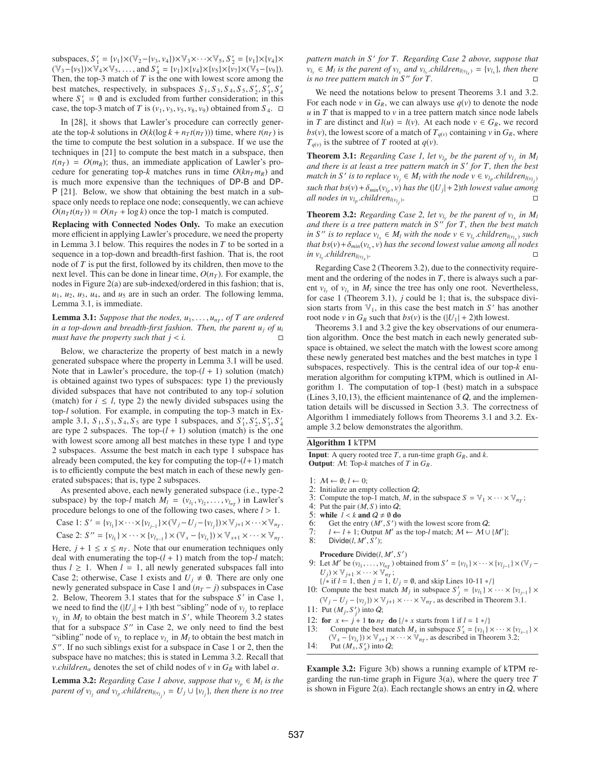subspaces, $S'_1 = \{v_1\}\times(\mathbb{V}_2-\{v_3, v_4\})\times\mathbb{V}_3\times\cdots\times\mathbb{V}_5$, $S'_2 = \{v_1\}\times\{v_4\}\times(\mathbb{V}_3-\{v_5\})\times\mathbb{V}_4\times\mathbb{V}_5, \ldots,$ and $S'_4 = \{v_1\}\times\{v_4\}\times\{v_5\}\times\{v_7\}\times(\mathbb{V}_5-\{v_9\})$. Then, the top-3 match of $T$ is the one with lowest score among the best matches, respectively, in subspaces $S_1, S_3, S_4, S_5, S'_2, S'_3, S'_4$ where $S'_1 = \emptyset$ and is excluded from further consideration; in this case, the top-3 match of $T$ is $(v_1, v_3, v_5, v_8, v_9)$ obtained from $S_4$. □

In [28], it shows that Lawler's procedure can correctly generate the top-$k$ solutions in $O(k(\log k + n_T t(n_T)))$ time, where $t(n_T)$ is the time to compute the best solution in a subspace. If we use the techniques in [21] to compute the best match in a subspace, then $t(n_T) = O(m_R)$; thus, an immediate application of Lawler's procedure for generating top-$k$ matches runs in time $O(kn_T m_R)$ and is much more expensive than the techniques of DP-B and DP-P [21]. Below, we show that obtaining the best match in a subspace only needs to replace one node; consequently, we can achieve $O(n_T t(n_T)) = O(n_T + \log k)$ once the top-1 match is computed.

**Replacing with Connected Nodes Only.** To make an execution more efficient in applying Lawler's procedure, we need the property in Lemma 3.1 below. This requires the nodes in $T$ to be sorted in a sequence in a top-down and breadth-first fashion. That is, the root node of $T$ is put the first, followed by its children, then move to the next level. This can be done in linear time, $O(n_T)$. For example, the nodes in Figure 2(a) are sub-indexed/ordered in this fashion; that is, $u_1$, $u_2$, $u_3$, $u_4$, and $u_5$ are in such an order. The following lemma, Lemma 3.1, is immediate.

**Lemma 3.1:** *Suppose that the nodes, $u_1, \ldots, u_{n_T}$, of $T$ are ordered in a top-down and breadth-first fashion. Then, the parent $u_j$ of $u_i$ must have the property such that $j < i$.* □

Below, we characterize the property of best match in a newly generated subspace where the property in Lemma 3.1 will be used. Note that in Lawler's procedure, the top-$(l+1)$ solution (match) is obtained against two types of subspaces: type 1) the previously divided subspaces that have not contributed to any top-$i$ solution (match) for $i \leq l$, type 2) the newly divided subspaces using the top-$l$ solution. For example, in computing the top-3 match in Example 3.1, $S_1, S_3, S_4, S_5$ are type 1 subspaces, and $S'_1, S'_2, S'_3, S'_4$ are type 2 subspaces. The top-$(l+1)$ solution (match) is the one with lowest score among all best matches in these type 1 and type 2 subspaces. Assume the best match in each type 1 subspace has already been computed, the key for computing the top-$(l+1)$ match is to efficiently compute the best match in each of these newly generated subspaces; that is, type 2 subspaces.

As presented above, each newly generated subspace (i.e., type-2 subspace) by the top-$l$ match $M_l = (v_{l_1}, v_{l_2}, \ldots, v_{l_{n_T}})$ in Lawler's procedure belongs to one of the following two cases, where $l > 1$.

Case 1: $S' = \{v_{l_1}\}\times\cdots\times\{v_{l_{j-1}}\}\times(\mathbb{V}_j - U_j - \{v_{l_j}\})\times\mathbb{V}_{j+1}\times\cdots\times\mathbb{V}_{n_T}$.

Case 2: $S'' = \{v_{l_1}\}\times\cdots\times\{v_{l_{x-1}}\}\times(\mathbb{V}_x - \{v_{l_x}\})\times\mathbb{V}_{x+1}\times\cdots\times\mathbb{V}_{n_T}$.

Here, $j+1 \leq x \leq n_T$. Note that our enumeration techniques only deal with enumerating the top-$(l+1)$ match from the top-$l$ match; thus $l \geq 1$. When $l = 1$, all newly generated subspaces fall into Case 2; otherwise, Case 1 exists and $U_j \neq \emptyset$. There are only one newly generated subspace in Case 1 and $(n_T - j)$ subspaces in Case 2. Below, Theorem 3.1 states that for the subspace $S'$ in Case 1, we need to find the $(|U_j|+1)$th best "sibling" node of $v_{l_j}$ to replace $v_{l_j}$ in $M_l$ to obtain the best match in $S'$, while Theorem 3.2 states that for a subspace $S''$ in Case 2, we only need to find the best "sibling" node of $v_{l_x}$ to replace $v_{l_x}$ in $M_l$ to obtain the best match in $S''$. If no such siblings exist for a subspace in Case 1 or 2, then the subspace have no matches; this is stated in Lemma 3.2. Recall that $v.children_\alpha$ denotes the set of child nodes of $v$ in $G_R$ with label $\alpha$.

**Lemma 3.2:** *Regarding Case 1 above, suppose that $v_{l_p} \in M_l$ is the parent of $v_{l_j}$ and $v_{l_p}.children_{l(v_{l_j})} = U_j \cup \{v_{l_j}\}$, then there is no tree pattern match in $S'$ for $T$. Regarding Case 2 above, suppose that $v_{l_y} \in M_l$ is the parent of $v_{l_x}$ and $v_{l_y}.children_{l(v_{l_x})} = \{v_{l_x}\}$, then there is no tree pattern match in $S''$ for $T$.* □

We need the notations below to present Theorems 3.1 and 3.2. For each node $v$ in $G_R$, we can always use $q(v)$ to denote the node $u$ in $T$ that is mapped to $v$ in a tree pattern match since node labels in $T$ are distinct and $l(u) = l(v)$. At each node $v \in G_R$, we record $bs(v)$, the lowest score of a match of $T_{q(v)}$ containing $v$ in $G_R$, where $T_{q(v)}$ is the subtree of $T$ rooted at $q(v)$.

**Theorem 3.1:** *Regarding Case 1, let $v_{l_p}$ be the parent of $v_{l_j}$ in $M_l$ and there is at least a tree pattern match in $S'$ for $T$, then the best match in $S'$ is to replace $v_{l_j} \in M_l$ with the node $v \in v_{l_p}.children_{l(v_{l_j})}$ such that $bs(v) + \delta_{min}(v_{l_p}, v)$ has the $(|U_j|+2)$th lowest value among all nodes in $v_{l_p}.children_{l(v_{l_j})}$.* □

**Theorem 3.2:** *Regarding Case 2, let $v_{l_y}$ be the parent of $v_{l_x}$ in $M_l$ and there is a tree pattern match in $S''$ for $T$, then the best match in $S''$ is to replace $v_{l_x} \in M_l$ with the node $v \in v_{l_y}.children_{l(v_{l_x})}$ such that $bs(v) + \delta_{min}(v_{l_y}, v)$ has the second lowest value among all nodes in $v_{l_y}.children_{l(v_{l_x})}$.* □

Regarding Case 2 (Theorem 3.2), due to the connectivity requirement and the ordering of the nodes in $T$, there is always such a parent $v_{l_y}$ of $v_{l_x}$ in $M_l$ since the tree has only one root. Nevertheless, for case 1 (Theorem 3.1), $j$ could be 1; that is, the subspace division starts from $\mathbb{V}_1$, in this case the best match in $S'$ has another root node $v$ in $G_R$ such that $bs(v)$ is the $(|U_1|+2)$th lowest.

Theorems 3.1 and 3.2 give the key observations of our enumeration algorithm. Once the best match in each newly generated subspace is obtained, we select the match with the lowest score among these newly generated best matches and the best matches in type 1 subspaces, respectively. This is the central idea of our top-$k$ enumeration algorithm for computing kTPM, which is outlined in Algorithm 1. The computation of top-1 (best) match in a subspace (Lines 3,10,13), the efficient maintenance of $Q$, and the implementation details will be discussed in Section 3.3. The correctness of Algorithm 1 immediately follows from Theorems 3.1 and 3.2. Example 3.2 below demonstrates the algorithm.

**Algorithm 1** kTPM

**Input**: A query rooted tree $T$, a run-time graph $G_R$, and $k$.
**Output**: $\mathcal{M}$: Top-$k$ matches of $T$ in $G_R$.

```
1: M ← ∅; l ← 0;
2: Initialize an empty collection Q;
3: Compute the top-1 match, M, in the subspace S = V_1 × ··· × V_{n_T};
4: Put the pair (M, S) into Q;
5: while l < k and Q ≠ ∅ do
6:     Get the entry (M', S') with the lowest score from Q;
7:     l ← l + 1; Output M' as the top-l match; M ← M ∪ {M'};
8:     Divide(l, M', S');

   Procedure Divide(l, M', S')
9: Let M' be (v_{l_1}, ..., v_{l_{n_T}}) obtained from S' = {v_{l_1}} × ··· × {v_{l_{j-1}}} × (V_j −
   U_j) × V_{j+1} × ··· × V_{n_T};
   {/* if l = 1, then j = 1, U_j = ∅, and skip Lines 10-11 */}
10: Compute the best match M_j in subspace S'_j = {v_{l_1}} × ··· × {v_{l_{j-1}}} ×
    (V_j − U_j − {v_{l_j}}) × V_{j+1} × ··· × V_{n_T}, as described in Theorem 3.1.
11: Put (M_j, S'_j) into Q;
12: for x ← j + 1 to n_T do {/* x starts from 1 if l = 1 */}
13:     Compute the best match M_x in subspace S'_x = {v_{l_1}} × ··· × {v_{l_{x-1}}} ×
        (V_x − {v_{l_x}}) × V_{x+1} × ··· × V_{n_T}, as described in Theorem 3.2;
14:     Put (M_x, S'_x) into Q;
```

**Example 3.2:** Figure 3(b) shows a running example of kTPM regarding the run-time graph in Figure 3(a), where the query tree $T$ is shown in Figure 2(a). Each rectangle shows an entry in $Q$, where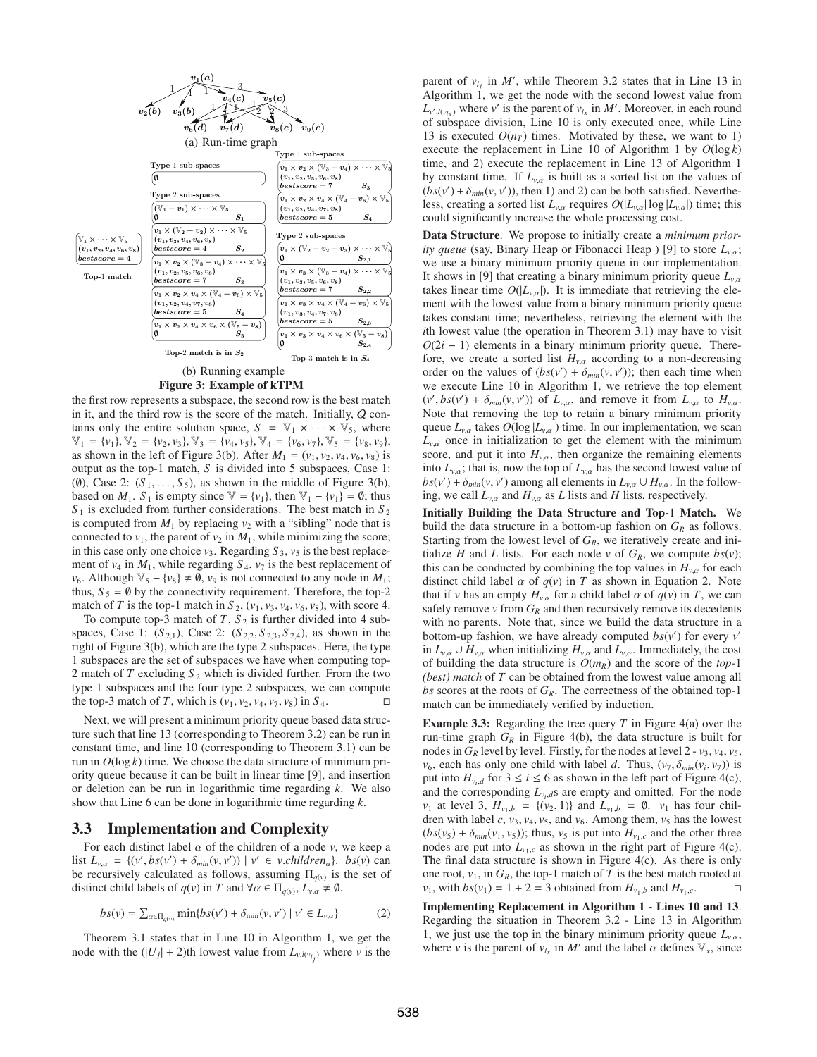(a) Run-time graph

(b) Running example

**Figure 3: Example of kTPM**

the first row represents a subspace, the second row is the best match in it, and the third row is the score of the match. Initially, $Q$ contains only the entire solution space, $S = \mathbb{V}_1 \times \cdots \times \mathbb{V}_5$, where $\mathbb{V}_1 = \{v_1\}, \mathbb{V}_2 = \{v_2, v_3\}, \mathbb{V}_3 = \{v_4, v_5\}, \mathbb{V}_4 = \{v_6, v_7\}, \mathbb{V}_5 = \{v_8, v_9\}$, as shown in the left of Figure 3(b). After $M_1 = (v_1, v_2, v_4, v_6, v_8)$ is output as the top-1 match, $S$ is divided into 5 subspaces, Case 1: ($\emptyset$), Case 2: $(S_1, \ldots, S_5)$, as shown in the middle of Figure 3(b), based on $M_1$. $S_1$ is empty since $\mathbb{V} = \{v_1\}$, then $\mathbb{V}_1 - \{v_1\} = \emptyset$; thus $S_1$ is excluded from further considerations. The best match in $S_2$ is computed from $M_1$ by replacing $v_2$ with a "sibling" node that is connected to $v_1$, the parent of $v_2$ in $M_1$, while minimizing the score; in this case only one choice $v_3$. Regarding $S_3$, $v_5$ is the best replacement of $v_4$ in $M_1$, while regarding $S_4$, $v_7$ is the best replacement of $v_6$. Although $\mathbb{V}_5 - \{v_8\} \neq \emptyset$, $v_9$ is not connected to any node in $M_1$; thus, $S_5 = \emptyset$ by the connectivity requirement. Therefore, the top-2 match of $T$ is the top-1 match in $S_2$, $(v_1, v_3, v_4, v_6, v_8)$, with score 4.

To compute top-3 match of $T$, $S_2$ is further divided into 4 subspaces, Case 1: $(S_{2,1})$, Case 2: $(S_{2,2}, S_{2,3}, S_{2,4})$, as shown in the right of Figure 3(b), which are the type 2 subspaces. Here, the type 1 subspaces are the set of subspaces we have when computing top-2 match of $T$ excluding $S_2$ which is divided further. From the two type 1 subspaces and the four type 2 subspaces, we can compute the top-3 match of $T$, which is $(v_1, v_2, v_4, v_7, v_8)$ in $S_4$. □

Next, we will present a minimum priority queue based data structure such that line 13 (corresponding to Theorem 3.2) can be run in constant time, and line 10 (corresponding to Theorem 3.1) can be run in $O(\log k)$ time. We choose the data structure of minimum priority queue because it can be built in linear time [9], and insertion or deletion can be run in logarithmic time regarding $k$. We also show that Line 6 can be done in logarithmic time regarding $k$.

## 3.3 Implementation and Complexity

For each distinct label $\alpha$ of the children of a node $v$, we keep a list $L_{v,\alpha} = \{(v', bs(v') + \delta_{min}(v, v')) \mid v' \in v.children_\alpha\}$. $bs(v)$ can be recursively calculated as follows, assuming $\Pi_{q(v)}$ is the set of distinct child labels of $q(v)$ in $T$ and $\forall \alpha \in \Pi_{q(v)}, L_{v,\alpha} \neq \emptyset$.

$$bs(v) = \textstyle\sum_{\alpha \in \Pi_{q(v)}} \min\{bs(v') + \delta_{\min}(v, v') \mid v' \in L_{v,\alpha}\} \tag{2}$$

Theorem 3.1 states that in Line 10 in Algorithm 1, we get the node with the $(|U_j| + 2)$th lowest value from $L_{v,l(v_{l_j})}$ where $v$ is the parent of $v_{l_j}$ in $M'$, while Theorem 3.2 states that in Line 13 in Algorithm 1, we get the node with the second lowest value from $L_{v',l(v_{l_x})}$ where $v'$ is the parent of $v_{l_x}$ in $M'$. Moreover, in each round of subspace division, Line 10 is only executed once, while Line 13 is executed $O(n_T)$ times. Motivated by these, we want to 1) execute the replacement in Line 10 of Algorithm 1 by $O(\log k)$ time, and 2) execute the replacement in Line 13 of Algorithm 1 by constant time. If $L_{v,\alpha}$ is built as a sorted list on the values of $(bs(v') + \delta_{min}(v, v'))$, then 1) and 2) can be both satisfied. Nevertheless, creating a sorted list $L_{v,\alpha}$ requires $O(|L_{v,\alpha}| \log |L_{v,\alpha}|)$ time; this could significantly increase the whole processing cost.

**Data Structure**. We propose to initially create a *minimum priority queue* (say, Binary Heap or Fibonacci Heap ) [9] to store $L_{v,\alpha}$; we use a binary minimum priority queue in our implementation. It shows in [9] that creating a binary minimum priority queue $L_{v,\alpha}$ takes linear time $O(|L_{v,\alpha}|)$. It is immediate that retrieving the element with the lowest value from a binary minimum priority queue takes constant time; nevertheless, retrieving the element with the $i$th lowest value (the operation in Theorem 3.1) may have to visit $O(2i - 1)$ elements in a binary minimum priority queue. Therefore, we create a sorted list $H_{v,\alpha}$ according to a non-decreasing order on the values of $(bs(v') + \delta_{min}(v, v'))$; then each time when we execute Line 10 in Algorithm 1, we retrieve the top element $(v', bs(v') + \delta_{min}(v, v'))$ of $L_{v,\alpha}$, and remove it from $L_{v,\alpha}$ to $H_{v,\alpha}$. Note that removing the top to retain a binary minimum priority queue $L_{v,\alpha}$ takes $O(\log |L_{v,\alpha}|)$ time. In our implementation, we scan $L_{v,\alpha}$ once in initialization to get the element with the minimum score, and put it into $H_{v,\alpha}$, then organize the remaining elements into $L_{v,\alpha}$; that is, now the top of $L_{v,\alpha}$ has the second lowest value of $bs(v') + \delta_{min}(v, v')$ among all elements in $L_{v,\alpha} \cup H_{v,\alpha}$. In the following, we call $L_{v,\alpha}$ and $H_{v,\alpha}$ as $L$ lists and $H$ lists, respectively.

**Initially Building the Data Structure and Top-1 Match.** We build the data structure in a bottom-up fashion on $G_R$ as follows. Starting from the lowest level of $G_R$, we iteratively create and initialize $H$ and $L$ lists. For each node $v$ of $G_R$, we compute $bs(v)$; this can be conducted by combining the top values in $H_{v,\alpha}$ for each distinct child label $\alpha$ of $q(v)$ in $T$ as shown in Equation 2. Note that if $v$ has an empty $H_{v,\alpha}$ for a child label $\alpha$ of $q(v)$ in $T$, we can safely remove $v$ from $G_R$ and then recursively remove its decedents with no parents. Note that, since we build the data structure in a bottom-up fashion, we have already computed $bs(v')$ for every $v'$ in $L_{v,\alpha} \cup H_{v,\alpha}$ when initializing $H_{v,\alpha}$ and $L_{v,\alpha}$. Immediately, the cost of building the data structure is $O(m_R)$ and the score of the *top*-1 *(best) match* of $T$ can be obtained from the lowest value among all $bs$ scores at the roots of $G_R$. The correctness of the obtained top-1 match can be immediately verified by induction.

**Example 3.3:** Regarding the tree query $T$ in Figure 4(a) over the run-time graph $G_R$ in Figure 4(b), the data structure is built for nodes in $G_R$ level by level. Firstly, for the nodes at level 2 - $v_3, v_4, v_5$, $v_6$, each has only one child with label $d$. Thus, $(v_7, \delta_{min}(v_i, v_7))$ is put into $H_{v_i,d}$ for $3 \leq i \leq 6$ as shown in the left part of Figure 4(c), and the corresponding $L_{v_i,d}$s are empty and omitted. For the node $v_1$ at level 3, $H_{v_1,b} = \{(v_2, 1)\}$ and $L_{v_1,b} = \emptyset$. $v_1$ has four children with label $c$, $v_3, v_4, v_5$, and $v_6$. Among them, $v_5$ has the lowest $(bs(v_5) + \delta_{min}(v_1, v_5))$; thus, $v_5$ is put into $H_{v_1,c}$ and the other three nodes are put into $L_{v_1,c}$ as shown in the right part of Figure 4(c). The final data structure is shown in Figure 4(c). As there is only one root, $v_1$, in $G_R$, the top-1 match of $T$ is the best match rooted at $v_1$, with $bs(v_1) = 1 + 2 = 3$ obtained from $H_{v_1,b}$ and $H_{v_1,c}$. □

**Implementing Replacement in Algorithm 1 - Lines 10 and 13**. Regarding the situation in Theorem 3.2 - Line 13 in Algorithm 1, we just use the top in the binary minimum priority queue $L_{v,\alpha}$, where $v$ is the parent of $v_{l_x}$ in $M'$ and the label $\alpha$ defines $\mathbb{V}_x$, since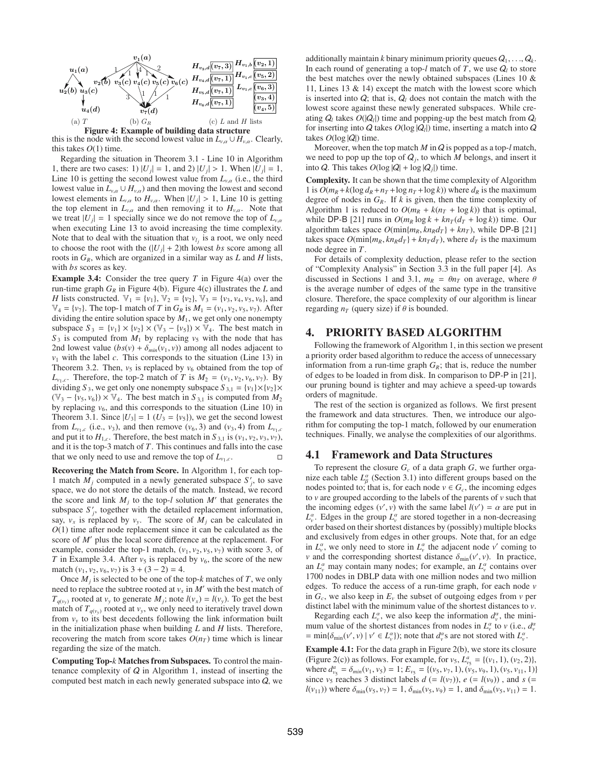Figure 4: Example of building data structure

this is the node with the second lowest value in $L_{v,\alpha} \cup H_{v,\alpha}$. Clearly, this takes $O(1)$ time.

Regarding the situation in Theorem 3.1 - Line 10 in Algorithm 1, there are two cases: 1) $|U_j| = 1$, and 2) $|U_j| > 1$. When $|U_j| = 1$, Line 10 is getting the second lowest value from $L_{v,\alpha}$ (i.e., the third lowest value in $L_{v,\alpha} \cup H_{v,\alpha}$) and then moving the lowest and second lowest elements in $L_{v,\alpha}$ to $H_{v,\alpha}$. When $|U_j| > 1$, Line 10 is getting the top element in $L_{v,\alpha}$ and then removing it to $H_{v,\alpha}$. Note that we treat $|U_j| = 1$ specially since we do not remove the top of $L_{v,\alpha}$ when executing Line 13 to avoid increasing the time complexity. Note that to deal with the situation that $v_{l_j}$ is a root, we only need to choose the root with the $(|U_j| + 2)$th lowest *bs* score among all roots in $G_R$, which are organized in a similar way as $L$ and $H$ lists, with *bs* scores as key.

**Example 3.4:** Consider the tree query $T$ in Figure 4(a) over the run-time graph $G_R$ in Figure 4(b). Figure 4(c) illustrates the $L$ and $H$ lists constructed. $\mathbb{V}_1 = \{v_1\}$, $\mathbb{V}_2 = \{v_2\}$, $\mathbb{V}_3 = \{v_3, v_4, v_5, v_6\}$, and $\mathbb{V}_4 = \{v_7\}$. The top-1 match of $T$ in $G_R$ is $M_1 = (v_1, v_2, v_5, v_7)$. After dividing the entire solution space by $M_1$, we get only one nonempty subspace $S_3 = \{v_1\} \times \{v_2\} \times (\mathbb{V}_3 - \{v_5\}) \times \mathbb{V}_4$. The best match in $S_3$ is computed from $M_1$ by replacing $v_5$ with the node that has 2nd lowest value $(bs(v) + \delta_{min}(v_1, v))$ among all nodes adjacent to $v_1$ with the label $c$. This corresponds to the situation (Line 13) in Theorem 3.2. Then, $v_5$ is replaced by $v_6$ obtained from the top of $L_{v_1,c}$. Therefore, the top-2 match of $T$ is $M_2 = (v_1, v_2, v_6, v_7)$. By dividing $S_3$, we get only one nonempty subspace $S_{3,1} = \{v_1\} \times \{v_2\} \times (\mathbb{V}_3 - \{v_5, v_6\}) \times \mathbb{V}_4$. The best match in $S_{3,1}$ is computed from $M_2$ by replacing $v_6$, and this corresponds to the situation (Line 10) in Theorem 3.1. Since $|U_3| = 1$ ($U_3 = \{v_5\}$), we get the second lowest from $L_{v_1,c}$ (i.e., $v_3$), and then remove $(v_6, 3)$ and $(v_3, 4)$ from $L_{v_1,c}$ and put it to $H_{1,c}$. Therefore, the best match in $S_{3,1}$ is $(v_1, v_2, v_3, v_7)$, and it is the top-3 match of $T$. This continues and falls into the case that we only need to use and remove the top of $L_{v_1,c}$. □

**Recovering the Match from Score.** In Algorithm 1, for each top-1 match $M_j$ computed in a newly generated subspace $S'_j$, to save space, we do not store the details of the match. Instead, we record the score and link $M_j$ to the top-$l$ solution $M'$ that generates the subspace $S'_j$, together with the detailed replacement information, say, $v_x$ is replaced by $v_y$. The score of $M_j$ can be calculated in $O(1)$ time after node replacement since it can be calculated as the score of $M'$ plus the local score difference at the replacement. For example, consider the top-1 match, $(v_1, v_2, v_5, v_7)$ with score 3, of $T$ in Example 3.4. After $v_5$ is replaced by $v_6$, the score of the new match $(v_1, v_2, v_6, v_7)$ is $3 + (3 - 2) = 4$.

Once $M_j$ is selected to be one of the top-$k$ matches of $T$, we only need to replace the subtree rooted at $v_x$ in $M'$ with the best match of $T_{q(v_y)}$ rooted at $v_y$ to generate $M_j$; note $l(v_x) = l(v_y)$. To get the best match of $T_{q(v_y)}$ rooted at $v_y$, we only need to iteratively travel down from $v_y$ to its best decedents following the link information built in the initialization phase when building $L$ and $H$ lists. Therefore, recovering the match from score takes $O(n_T)$ time which is linear regarding the size of the match.

**Computing Top-$k$ Matches from Subspaces.** To control the maintenance complexity of $\mathcal{Q}$ in Algorithm 1, instead of inserting the computed best match in each newly generated subspace into $\mathcal{Q}$, we additionally maintain $k$ binary minimum priority queues $\mathcal{Q}_1, \ldots, \mathcal{Q}_k$. In each round of generating a top-$l$ match of $T$, we use $\mathcal{Q}_l$ to store the best matches over the newly obtained subspaces (Lines 10 & 11, Lines 13 & 14) except the match with the lowest score which is inserted into $\mathcal{Q}$; that is, $\mathcal{Q}_l$ does not contain the match with the lowest score against these newly generated subspaces. While creating $\mathcal{Q}_l$ takes $O(|\mathcal{Q}_l|)$ time and popping-up the best match from $\mathcal{Q}_l$ for inserting into $\mathcal{Q}$ takes $O(\log |\mathcal{Q}_l|)$ time, inserting a match into $\mathcal{Q}$ takes $O(\log |\mathcal{Q}|)$ time.

Moreover, when the top match $M$ in $\mathcal{Q}$ is popped as a top-$l$ match, we need to pop up the top of $\mathcal{Q}_j$, to which $M$ belongs, and insert it into $\mathcal{Q}$. This takes $O(\log |\mathcal{Q}| + \log |\mathcal{Q}_j|)$ time.

**Complexity.** It can be shown that the time complexity of Algorithm 1 is $O(m_R + k(\log d_R + n_T + \log n_T + \log k))$ where $d_R$ is the maximum degree of nodes in $G_R$. If $k$ is given, then the time complexity of Algorithm 1 is reduced to $O(m_R + k(n_T + \log k))$ that is optimal, while DP-B [21] runs in $O(m_R \log k + kn_T(d_T + \log k))$ time. Our algorithm takes space $O(\min\{m_R, kn_R d_T\} + kn_T)$, while DP-B [21] takes space $O(\min\{m_R, kn_R d_T\} + kn_T d_T)$, where $d_T$ is the maximum node degree in $T$.

For details of complexity deduction, please refer to the section of "Complexity Analysis" in Section 3.3 in the full paper [4]. As discussed in Sections 1 and 3.1, $m_R = \theta n_T$ on average, where $\theta$ is the average number of edges of the same type in the transitive closure. Therefore, the space complexity of our algorithm is linear regarding $n_T$ (query size) if $\theta$ is bounded.

## 4. PRIORITY BASED ALGORITHM

Following the framework of Algorithm 1, in this section we present a priority order based algorithm to reduce the access of unnecessary information from a run-time graph $G_R$; that is, reduce the number of edges to be loaded in from disk. In comparison to DP-P in [21], our pruning bound is tighter and may achieve a speed-up towards orders of magnitude.

The rest of the section is organized as follows. We first present the framework and data structures. Then, we introduce our algorithm for computing the top-1 match, followed by our enumeration techniques. Finally, we analyse the complexities of our algorithms.

### 4.1 Framework and Data Structures

To represent the closure $G_c$ of a data graph $G$, we further organize each table $L^{\alpha}_{\beta}$ (Section 3.1) into different groups based on the nodes pointed to; that is, for each node $v \in G_c$, the incoming edges to $v$ are grouped according to the labels of the parents of $v$ such that the incoming edges $(v', v)$ with the same label $l(v') = \alpha$ are put in $L^{\alpha}_{v}$. Edges in the group $L^{\alpha}_{v}$ are stored together in a non-decreasing order based on their shortest distances by (possibly) multiple blocks and exclusively from edges in other groups. Note that, for an edge in $L^{\alpha}_{v}$, we only need to store in $L^{\alpha}_{v}$ the adjacent node $v'$ coming to $v$ and the corresponding shortest distance $\delta_{\min}(v', v)$. In practice, an $L^{\alpha}_{v}$ may contain many nodes; for example, an $L^{\alpha}_{v}$ contains over 1700 nodes in DBLP data with one million nodes and two million edges. To reduce the access of a run-time graph, for each node $v$ in $G_c$, we also keep in $E_v$ the subset of outgoing edges from $v$ per distinct label with the minimum value of the shortest distances to $v$.

Regarding each $L^{\alpha}_{v}$, we also keep the information $d^{\alpha}_{v}$, the minimum value of the shortest distances from nodes in $L^{\alpha}_{v}$ to $v$ (i.e., $d^{\alpha}_{v} = \min\{\delta_{\min}(v', v) \mid v' \in L^{\alpha}_{v}\}$); note that $d^{\alpha}_{v}$s are not stored with $L^{\alpha}_{v}$.

**Example 4.1:** For the data graph in Figure 2(b), we store its closure (Figure 2(c)) as follows. For example, for $v_5$, $L^{\alpha}_{v_5} = \{(v_1, 1), (v_2, 2)\}$, where $d^{\alpha}_{v_5} = \delta_{min}(v_1, v_5) = 1$; $E_{v_5} = \{(v_5, v_7, 1), (v_5, v_9, 1), (v_5, v_{11}, 1)\}$ since $v_5$ reaches 3 distinct labels $d$ $(= l(v_7))$, $e$ $(= l(v_9))$, and $s$ $(= l(v_{11}))$ where $\delta_{\min}(v_5, v_7) = 1$, $\delta_{\min}(v_5, v_9) = 1$, and $\delta_{\min}(v_5, v_{11}) = 1$.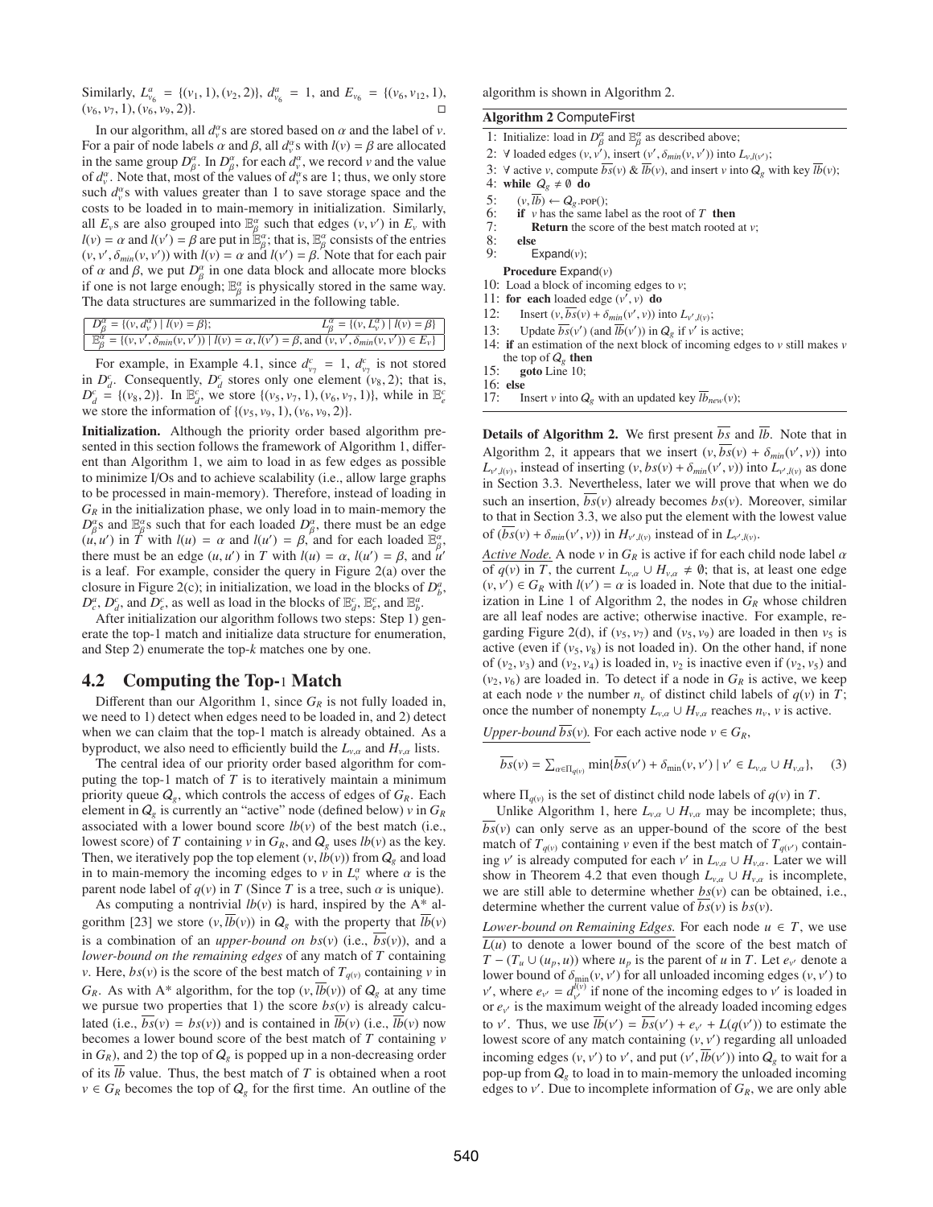Similarly, $L^a_{v_6} = \{(v_1, 1), (v_2, 2)\}$, $d^a_{v_6} = 1$, and $E_{v_6} = \{(v_6, v_{12}, 1), (v_6, v_7, 1), (v_6, v_9, 2)\}$. □

In our algorithm, all $d^\alpha_v$s are stored based on $\alpha$ and the label of $v$. For a pair of node labels $\alpha$ and $\beta$, all $d^\alpha_v$s with $l(v) = \beta$ are allocated in the same group $D^\alpha_\beta$. In $D^\alpha_\beta$, for each $d^\alpha_v$, we record $v$ and the value of $d^\alpha_v$. Note that, most of the values of $d^\alpha_v$s are 1; thus, we only store such $d^\alpha_v$s with values greater than 1 to save storage space and the costs to be loaded in to main-memory in initialization. Similarly, all $E_v$s are also grouped into $\mathbb{E}^\alpha_\beta$ such that edges $(v, v')$ in $E_v$ with $l(v) = \alpha$ and $l(v') = \beta$ are put in $\mathbb{E}^\alpha_\beta$; that is, $\mathbb{E}^\alpha_\beta$ consists of the entries $(v, v', \delta_{min}(v, v'))$ with $l(v) = \alpha$ and $l(v') = \beta$. Note that for each pair of $\alpha$ and $\beta$, we put $D^\alpha_\beta$ in one data block and allocate more blocks if one is not large enough; $\mathbb{E}^\alpha_\beta$ is physically stored in the same way. The data structures are summarized in the following table.

| | |
|---|---|
| $D^\alpha_\beta = \{(v, d^\alpha_v) \mid l(v) = \beta\}$; | $L^\alpha_\beta = \{(v, L^\alpha_v) \mid l(v) = \beta\}$ |
| $\mathbb{E}^\alpha_\beta = \{(v, v', \delta_{min}(v, v')) \mid l(v) = \alpha, l(v') = \beta$, and $(v, v', \delta_{min}(v, v')) \in E_v\}$ | |

For example, in Example 4.1, since $d^c_{v_7} = 1$, $d^c_{v_7}$ is not stored in $D^c_d$. Consequently, $D^c_d$ stores only one element $(v_8, 2)$; that is, $D^c_d = \{(v_8, 2)\}$. In $\mathbb{E}^c_d$, we store $\{(v_5, v_7, 1), (v_6, v_7, 1)\}$, while in $\mathbb{E}^c_e$ we store the information of $\{(v_5, v_9, 1), (v_6, v_9, 2)\}$.

**Initialization.** Although the priority order based algorithm presented in this section follows the framework of Algorithm 1, different than Algorithm 1, we aim to load in as few edges as possible to minimize I/Os and to achieve scalability (i.e., allow large graphs to be processed in main-memory). Therefore, instead of loading in $G_R$ in the initialization phase, we only load in to main-memory the $D^\alpha_\beta$s and $\mathbb{E}^\alpha_\beta$s such that for each loaded $D^\alpha_\beta$, there must be an edge $(u, u')$ in $T$ with $l(u) = \alpha$ and $l(u') = \beta$, and for each loaded $\mathbb{E}^\alpha_\beta$, there must be an edge $(u, u')$ in $T$ with $l(u) = \alpha$, $l(u') = \beta$, and $u'$ is a leaf. For example, consider the query in Figure 2(a) over the closure in Figure 2(c); in initialization, we load in the blocks of $D^a_b$, $D^a_c$, $D^c_d$, and $D^c_e$, as well as load in the blocks of $\mathbb{E}^c_d$, $\mathbb{E}^c_e$, and $\mathbb{E}^a_b$.

After initialization our algorithm follows two steps: Step 1) generate the top-1 match and initialize data structure for enumeration, and Step 2) enumerate the top-$k$ matches one by one.

## 4.2 Computing the Top-1 Match

Different than our Algorithm 1, since $G_R$ is not fully loaded in, we need to 1) detect when edges need to be loaded in, and 2) detect when we can claim that the top-1 match is already obtained. As a byproduct, we also need to efficiently build the $L_{v,\alpha}$ and $H_{v,\alpha}$ lists.

The central idea of our priority order based algorithm for computing the top-1 match of $T$ is to iteratively maintain a minimum priority queue $Q_g$, which controls the access of edges of $G_R$. Each element in $Q_g$ is currently an "active" node (defined below) $v$ in $G_R$ associated with a lower bound score $lb(v)$ of the best match (i.e., lowest score) of $T$ containing $v$ in $G_R$, and $Q_g$ uses $lb(v)$ as the key. Then, we iteratively pop the top element $(v, lb(v))$ from $Q_g$ and load in to main-memory the incoming edges to $v$ in $L^\alpha_v$ where $\alpha$ is the parent node label of $q(v)$ in $T$ (Since $T$ is a tree, such $\alpha$ is unique).

As computing a nontrivial $lb(v)$ is hard, inspired by the A* algorithm [23] we store $(v, \overline{lb}(v))$ in $Q_g$ with the property that $\overline{lb}(v)$ is a combination of an *upper-bound on* $bs(v)$ (i.e., $\overline{bs}(v)$), and a *lower-bound on the remaining edges* of any match of $T$ containing $v$. Here, $bs(v)$ is the score of the best match of $T_{q(v)}$ containing $v$ in $G_R$. As with A* algorithm, for the top $(v, \overline{lb}(v))$ of $Q_g$ at any time we pursue two properties that 1) the score $bs(v)$ is already calculated (i.e., $\overline{bs}(v) = bs(v)$) and is contained in $\overline{lb}(v)$ (i.e., $\overline{lb}(v)$ now becomes a lower bound score of the best match of $T$ containing $v$ in $G_R$), and 2) the top of $Q_g$ is popped up in a non-decreasing order of its $\overline{lb}$ value. Thus, the best match of $T$ is obtained when a root $v \in G_R$ becomes the top of $Q_g$ for the first time. An outline of the algorithm is shown in Algorithm 2.

**Algorithm 2** ComputeFirst

```
1: Initialize: load in D^α_β and E^α_β as described above;
2: ∀ loaded edges (v, v'), insert (v', δ_min(v, v')) into L_{v,l(v')};
3: ∀ active v, compute bs‾(v) & lb‾(v), and insert v into Q_g with key lb‾(v);
4: while Q_g ≠ ∅ do
5:    (v, lb‾) ← Q_g.pop();
6:    if v has the same label as the root of T then
7:       Return the score of the best match rooted at v;
8:    else
9:       Expand(v);
   Procedure Expand(v)
10: Load a block of incoming edges to v;
11: for each loaded edge (v', v) do
12:    Insert (v, bs‾(v) + δ_min(v', v)) into L_{v',l(v)};
13:    Update bs‾(v') (and lb‾(v')) in Q_g if v' is active;
14: if an estimation of the next block of incoming edges to v still makes v
    the top of Q_g then
15:    goto Line 10;
16: else
17:    Insert v into Q_g with an updated key lb‾_new(v);
```

**Details of Algorithm 2.** We first present $\overline{bs}$ and $\overline{lb}$. Note that in Algorithm 2, it appears that we insert $(v, \overline{bs}(v) + \delta_{min}(v', v))$ into $L_{v',l(v)}$, instead of inserting $(v, bs(v) + \delta_{min}(v', v))$ into $L_{v',l(v)}$ as done in Section 3.3. Nevertheless, later we will prove that when we do such an insertion, $\overline{bs}(v)$ already becomes $bs(v)$. Moreover, similar to that in Section 3.3, we also put the element with the lowest value of $(\overline{bs}(v) + \delta_{min}(v', v))$ in $H_{v',l(v)}$ instead of in $L_{v',l(v)}$.

*Active Node.* A node $v$ in $G_R$ is active if for each child node label $\alpha$ of $q(v)$ in $T$, the current $L_{v,\alpha} \cup H_{v,\alpha} \neq \emptyset$; that is, at least one edge $(v, v') \in G_R$ with $l(v') = \alpha$ is loaded in. Note that due to the initialization in Line 1 of Algorithm 2, the nodes in $G_R$ whose children are all leaf nodes are active; otherwise inactive. For example, regarding Figure 2(d), if $(v_5, v_7)$ and $(v_5, v_9)$ are loaded in then $v_5$ is active (even if $(v_5, v_8)$ is not loaded in). On the other hand, if none of $(v_2, v_3)$ and $(v_2, v_4)$ is loaded in, $v_2$ is inactive even if $(v_2, v_5)$ and $(v_2, v_6)$ are loaded in. To detect if a node in $G_R$ is active, we keep at each node $v$ the number $n_v$ of distinct child labels of $q(v)$ in $T$; once the number of nonempty $L_{v,\alpha} \cup H_{v,\alpha}$ reaches $n_v$, $v$ is active.

*Upper-bound $\overline{bs}(v)$.* For each active node $v \in G_R$,

$$\overline{bs}(v) = \sum_{\alpha \in \Pi_{q(v)}} \min\{\overline{bs}(v') + \delta_{\min}(v, v') \mid v' \in L_{v,\alpha} \cup H_{v,\alpha}\}, \quad (3)$$

where $\Pi_{q(v)}$ is the set of distinct child node labels of $q(v)$ in $T$.

Unlike Algorithm 1, here $L_{v,\alpha} \cup H_{v,\alpha}$ may be incomplete; thus, $\overline{bs}(v)$ can only serve as an upper-bound of the score of the best match of $T_{q(v)}$ containing $v$ even if the best match of $T_{q(v')}$ containing $v'$ is already computed for each $v'$ in $L_{v,\alpha} \cup H_{v,\alpha}$. Later we will show in Theorem 4.2 that even though $L_{v,\alpha} \cup H_{v,\alpha}$ is incomplete, we are still able to determine whether $bs(v)$ can be obtained, i.e., determine whether the current value of $\overline{bs}(v)$ is $bs(v)$.

*Lower-bound on Remaining Edges.* For each node $u \in T$, we use $L(u)$ to denote a lower bound of the score of the best match of $T - (T_u \cup (u_p, u))$ where $u_p$ is the parent of $u$ in $T$. Let $e_{v'}$ denote a lower bound of $\delta_{\min}(v, v')$ for all unloaded incoming edges $(v, v')$ to $v'$, where $e_{v'} = d^{l(v)}_{v'}$ if none of the incoming edges to $v'$ is loaded in or $e_{v'}$ is the maximum weight of the already loaded incoming edges to $v'$. Thus, we use $\overline{lb}(v') = \overline{bs}(v') + e_{v'} + L(q(v'))$ to estimate the lowest score of any match containing $(v, v')$ regarding all unloaded incoming edges $(v, v')$ to $v'$, and put $(v', \overline{lb}(v'))$ into $Q_g$ to wait for a pop-up from $Q_g$ to load in to main-memory the unloaded incoming edges to $v'$. Due to incomplete information of $G_R$, we are only able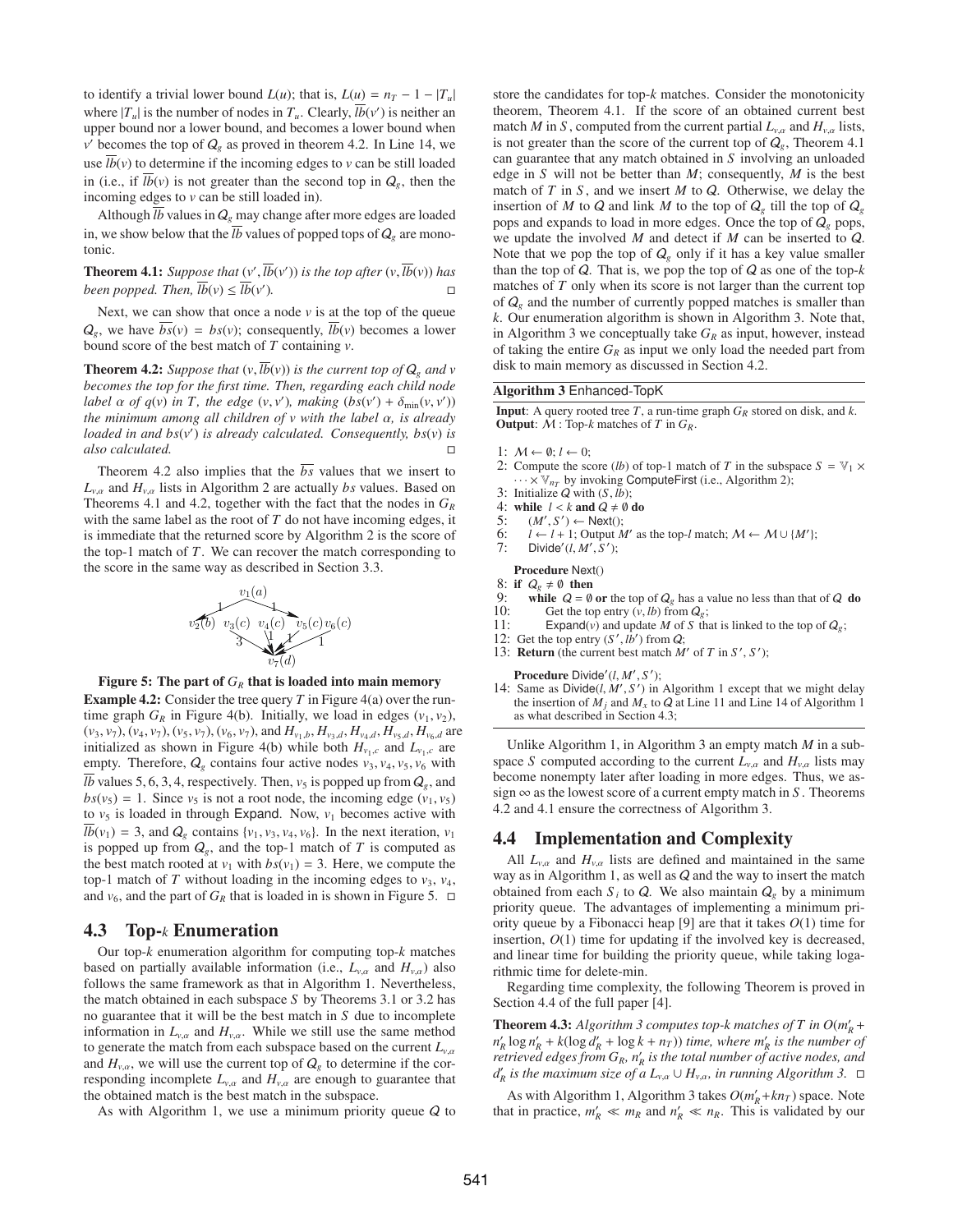to identify a trivial lower bound $L(u)$; that is, $L(u) = n_T - 1 - |T_u|$ where $|T_u|$ is the number of nodes in $T_u$. Clearly, $\overline{lb}(v')$ is neither an upper bound nor a lower bound, and becomes a lower bound when $v'$ becomes the top of $Q_g$ as proved in theorem 4.2. In Line 14, we use $\overline{lb}(v)$ to determine if the incoming edges to $v$ can be still loaded in (i.e., if $\overline{lb}(v)$ is not greater than the second top in $Q_g$, then the incoming edges to $v$ can be still loaded in).

Although $\overline{lb}$ values in $Q_g$ may change after more edges are loaded in, we show below that the $\overline{lb}$ values of popped tops of $Q_g$ are monotonic.

**Theorem 4.1:** *Suppose that $(v', \overline{lb}(v'))$ is the top after $(v, \overline{lb}(v))$ has been popped. Then, $\overline{lb}(v) \leq \overline{lb}(v')$.* □

Next, we can show that once a node $v$ is at the top of the queue $Q_g$, we have $\overline{bs}(v) = bs(v)$; consequently, $\overline{lb}(v)$ becomes a lower bound score of the best match of $T$ containing $v$.

**Theorem 4.2:** *Suppose that $(v, \overline{lb}(v))$ is the current top of $Q_g$ and $v$ becomes the top for the first time. Then, regarding each child node label $\alpha$ of $q(v)$ in $T$, the edge $(v, v')$, making $(bs(v') + \delta_{\min}(v, v'))$ the minimum among all children of $v$ with the label $\alpha$, is already loaded in and $bs(v')$ is already calculated. Consequently, $bs(v)$ is also calculated.* □

Theorem 4.2 also implies that the $\overline{bs}$ values that we insert to $L_{v,\alpha}$ and $H_{v,\alpha}$ lists in Algorithm 2 are actually $bs$ values. Based on Theorems 4.1 and 4.2, together with the fact that the nodes in $G_R$ with the same label as the root of $T$ do not have incoming edges, it is immediate that the returned score by Algorithm 2 is the score of the top-1 match of $T$. We can recover the match corresponding to the score in the same way as described in Section 3.3.

**Figure 5: The part of $G_R$ that is loaded into main memory**

**Example 4.2:** Consider the tree query $T$ in Figure 4(a) over the run-time graph $G_R$ in Figure 4(b). Initially, we load in edges $(v_1, v_2)$, $(v_3, v_7)$, $(v_4, v_7)$, $(v_5, v_7)$, $(v_6, v_7)$, and $H_{v_1,b}$, $H_{v_3,d}$, $H_{v_4,d}$, $H_{v_5,d}$, $H_{v_6,d}$ are initialized as shown in Figure 4(b) while both $H_{v_1,c}$ and $L_{v_1,c}$ are empty. Therefore, $Q_g$ contains four active nodes $v_3, v_4, v_5, v_6$ with $\overline{lb}$ values 5, 6, 3, 4, respectively. Then, $v_5$ is popped up from $Q_g$, and $bs(v_5) = 1$. Since $v_5$ is not a root node, the incoming edge $(v_1, v_5)$ to $v_5$ is loaded in through Expand. Now, $v_1$ becomes active with $\overline{lb}(v_1) = 3$, and $Q_g$ contains $\{v_1, v_3, v_4, v_6\}$. In the next iteration, $v_1$ is popped up from $Q_g$, and the top-1 match of $T$ is computed as the best match rooted at $v_1$ with $bs(v_1) = 3$. Here, we compute the top-1 match of $T$ without loading in the incoming edges to $v_3$, $v_4$, and $v_6$, and the part of $G_R$ that is loaded in is shown in Figure 5. □

## 4.3 Top-$k$ Enumeration

Our top-$k$ enumeration algorithm for computing top-$k$ matches based on partially available information (i.e., $L_{v,\alpha}$ and $H_{v,\alpha}$) also follows the same framework as that in Algorithm 1. Nevertheless, the match obtained in each subspace $S$ by Theorems 3.1 or 3.2 has no guarantee that it will be the best match in $S$ due to incomplete information in $L_{v,\alpha}$ and $H_{v,\alpha}$. While we still use the same method to generate the match from each subspace based on the current $L_{v,\alpha}$ and $H_{v,\alpha}$, we will use the current top of $Q_g$ to determine if the corresponding incomplete $L_{v,\alpha}$ and $H_{v,\alpha}$ are enough to guarantee that the obtained match is the best match in the subspace.

As with Algorithm 1, we use a minimum priority queue $Q$ to store the candidates for top-$k$ matches. Consider the monotonicity theorem, Theorem 4.1. If the score of an obtained current best match $M$ in $S$, computed from the current partial $L_{v,\alpha}$ and $H_{v,\alpha}$ lists, is not greater than the score of the current top of $Q_g$, Theorem 4.1 can guarantee that any match obtained in $S$ involving an unloaded edge in $S$ will not be better than $M$; consequently, $M$ is the best match of $T$ in $S$, and we insert $M$ to $Q$. Otherwise, we delay the insertion of $M$ to $Q$ and link $M$ to the top of $Q_g$ till the top of $Q_g$ pops and expands to load in more edges. Once the top of $Q_g$ pops, we update the involved $M$ and detect if $M$ can be inserted to $Q$. Note that we pop the top of $Q_g$ only if it has a key value smaller than the top of $Q$. That is, we pop the top of $Q$ as one of the top-$k$ matches of $T$ only when its score is not larger than the current top of $Q_g$ and the number of currently popped matches is smaller than $k$. Our enumeration algorithm is shown in Algorithm 3. Note that, in Algorithm 3 we conceptually take $G_R$ as input, however, instead of taking the entire $G_R$ as input we only load the needed part from disk to main memory as discussed in Section 4.2.

**Algorithm 3** Enhanced-TopK

**Input**: A query rooted tree $T$, a run-time graph $G_R$ stored on disk, and $k$.
**Output**: $\mathcal{M}$ : Top-$k$ matches of $T$ in $G_R$.

1: $\mathcal{M} \leftarrow \emptyset$; $l \leftarrow 0$;
2: Compute the score ($lb$) of top-1 match of $T$ in the subspace $S = \mathbb{V}_1 \times \cdots \times \mathbb{V}_{n_T}$ by invoking ComputeFirst (i.e., Algorithm 2);
3: Initialize $Q$ with $(S, lb)$;
4: **while** $l < k$ **and** $Q \neq \emptyset$ **do**
5: $(M', S') \leftarrow$ Next();
6: $l \leftarrow l + 1$; Output $M'$ as the top-$l$ match; $\mathcal{M} \leftarrow \mathcal{M} \cup \{M'\}$;
7: Divide$'(l, M', S')$;

**Procedure** Next()
8: **if** $Q_g \neq \emptyset$ **then**
9: **while** $Q = \emptyset$ **or** the top of $Q_g$ has a value no less than that of $Q$ **do**
10: Get the top entry $(v, lb)$ from $Q_g$;
11: Expand($v$) and update $M$ of $S$ that is linked to the top of $Q_g$;
12: Get the top entry $(S', lb')$ from $Q$;
13: **Return** (the current best match $M'$ of $T$ in $S'$, $S'$);

**Procedure** Divide$'(l, M', S')$;
14: Same as Divide$(l, M', S')$ in Algorithm 1 except that we might delay the insertion of $M_j$ and $M_x$ to $Q$ at Line 11 and Line 14 of Algorithm 1 as what described in Section 4.3;

Unlike Algorithm 1, in Algorithm 3 an empty match $M$ in a subspace $S$ computed according to the current $L_{v,\alpha}$ and $H_{v,\alpha}$ lists may become nonempty later after loading in more edges. Thus, we assign $\infty$ as the lowest score of a current empty match in $S$. Theorems 4.2 and 4.1 ensure the correctness of Algorithm 3.

## 4.4 Implementation and Complexity

All $L_{v,\alpha}$ and $H_{v,\alpha}$ lists are defined and maintained in the same way as in Algorithm 1, as well as $Q$ and the way to insert the match obtained from each $S_i$ to $Q$. We also maintain $Q_g$ by a minimum priority queue. The advantages of implementing a minimum priority queue by a Fibonacci heap [9] are that it takes $O(1)$ time for insertion, $O(1)$ time for updating if the involved key is decreased, and linear time for building the priority queue, while taking logarithmic time for delete-min.

Regarding time complexity, the following Theorem is proved in Section 4.4 of the full paper [4].

**Theorem 4.3:** *Algorithm 3 computes top-$k$ matches of $T$ in $O(m'_R + n'_R \log n'_R + k(\log d'_R + \log k + n_T))$ time, where $m'_R$ is the number of retrieved edges from $G_R$, $n'_R$ is the total number of active nodes, and $d'_R$ is the maximum size of a $L_{v,\alpha} \cup H_{v,\alpha}$, in running Algorithm 3.* □

As with Algorithm 1, Algorithm 3 takes $O(m'_R + kn_T)$ space. Note that in practice, $m'_R \ll m_R$ and $n'_R \ll n_R$. This is validated by our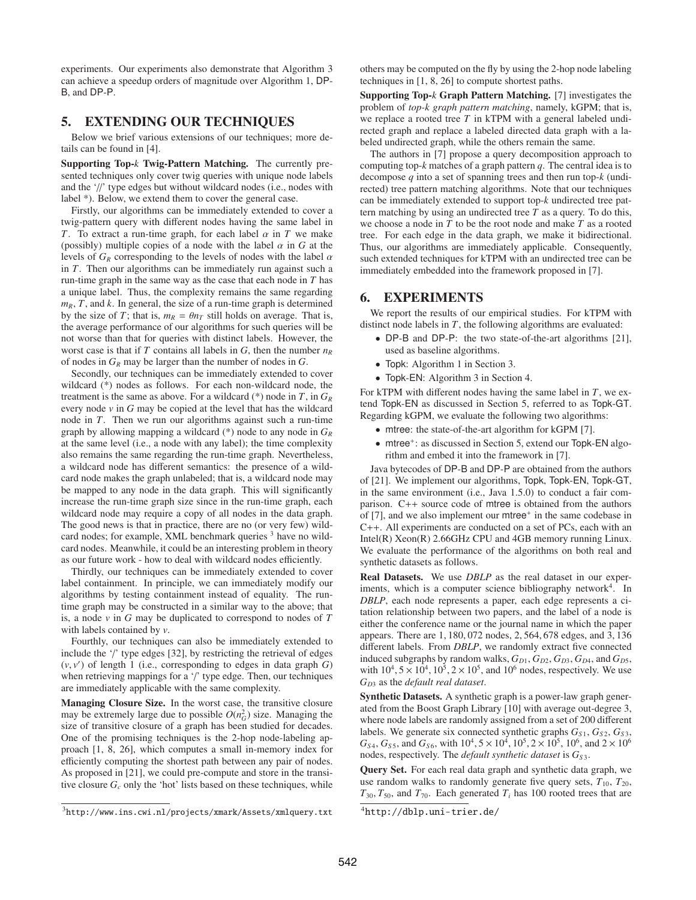experiments. Our experiments also demonstrate that Algorithm 3 can achieve a speedup orders of magnitude over Algorithm 1, DP-B, and DP-P.

## 5. EXTENDING OUR TECHNIQUES

Below we brief various extensions of our techniques; more details can be found in [4].

**Supporting Top-$k$ Twig-Pattern Matching.** The currently presented techniques only cover twig queries with unique node labels and the '//' type edges but without wildcard nodes (i.e., nodes with label *). Below, we extend them to cover the general case.

Firstly, our algorithms can be immediately extended to cover a twig-pattern query with different nodes having the same label in $T$. To extract a run-time graph, for each label $\alpha$ in $T$ we make (possibly) multiple copies of a node with the label $\alpha$ in $G$ at the levels of $G_R$ corresponding to the levels of nodes with the label $\alpha$ in $T$. Then our algorithms can be immediately run against such a run-time graph in the same way as the case that each node in $T$ has a unique label. Thus, the complexity remains the same regarding $m_R$, $T$, and $k$. In general, the size of a run-time graph is determined by the size of $T$; that is, $m_R = \theta n_T$ still holds on average. That is, the average performance of our algorithms for such queries will be not worse than that for queries with distinct labels. However, the worst case is that if $T$ contains all labels in $G$, then the number $n_R$ of nodes in $G_R$ may be larger than the number of nodes in $G$.

Secondly, our techniques can be immediately extended to cover wildcard (*) nodes as follows. For each non-wildcard node, the treatment is the same as above. For a wildcard (*) node in $T$, in $G_R$ every node $v$ in $G$ may be copied at the level that has the wildcard node in $T$. Then we run our algorithms against such a run-time graph by allowing mapping a wildcard (*) node to any node in $G_R$ at the same level (i.e., a node with any label); the time complexity also remains the same regarding the run-time graph. Nevertheless, a wildcard node has different semantics: the presence of a wildcard node makes the graph unlabeled; that is, a wildcard node may be mapped to any node in the data graph. This will significantly increase the run-time graph size since in the run-time graph, each wildcard node may require a copy of all nodes in the data graph. The good news is that in practice, there are no (or very few) wildcard nodes; for example, XML benchmark queries [3] have no wildcard nodes. Meanwhile, it could be an interesting problem in theory as our future work - how to deal with wildcard nodes efficiently.

Thirdly, our techniques can be immediately extended to cover label containment. In principle, we can immediately modify our algorithms by testing containment instead of equality. The run-time graph may be constructed in a similar way to the above; that is, a node $v$ in $G$ may be duplicated to correspond to nodes of $T$ with labels contained by $v$.

Fourthly, our techniques can also be immediately extended to include the '/' type edges [32], by restricting the retrieval of edges $(v, v')$ of length 1 (i.e., corresponding to edges in data graph $G$) when retrieving mappings for a '/' type edge. Then, our techniques are immediately applicable with the same complexity.

**Managing Closure Size.** In the worst case, the transitive closure may be extremely large due to possible $O(n_G^2)$ size. Managing the size of transitive closure of a graph has been studied for decades. One of the promising techniques is the 2-hop node-labeling approach [1, 8, 26], which computes a small in-memory index for efficiently computing the shortest path between any pair of nodes. As proposed in [21], we could pre-compute and store in the transitive closure $G_c$ only the 'hot' lists based on these techniques, while others may be computed on the fly by using the 2-hop node labeling techniques in [1, 8, 26] to compute shortest paths.

**Supporting Top-$k$ Graph Pattern Matching.** [7] investigates the problem of *top-k graph pattern matching*, namely, kGPM; that is, we replace a rooted tree $T$ in kTPM with a general labeled undirected graph and replace a labeled directed data graph with a labeled undirected graph, while the others remain the same.

The authors in [7] propose a query decomposition approach to computing top-$k$ matches of a graph pattern $q$. The central idea is to decompose $q$ into a set of spanning trees and then run top-$k$ (undirected) tree pattern matching algorithms. Note that our techniques can be immediately extended to support top-$k$ undirected tree pattern matching by using an undirected tree $T$ as a query. To do this, we choose a node in $T$ to be the root node and make $T$ as a rooted tree. For each edge in the data graph, we make it bidirectional. Thus, our algorithms are immediately applicable. Consequently, such extended techniques for kTPM with an undirected tree can be immediately embedded into the framework proposed in [7].

## 6. EXPERIMENTS

We report the results of our empirical studies. For kTPM with distinct node labels in $T$, the following algorithms are evaluated:

- DP-B and DP-P: the two state-of-the-art algorithms [21], used as baseline algorithms.
- Topk: Algorithm 1 in Section 3.
- Topk-EN: Algorithm 3 in Section 4.

For kTPM with different nodes having the same label in $T$, we extend Topk-EN as discussed in Section 5, referred to as Topk-GT. Regarding kGPM, we evaluate the following two algorithms:

- mtree: the state-of-the-art algorithm for kGPM [7].
- mtree$^+$: as discussed in Section 5, extend our Topk-EN algorithm and embed it into the framework in [7].

Java bytecodes of DP-B and DP-P are obtained from the authors of [21]. We implement our algorithms, Topk, Topk-EN, Topk-GT, in the same environment (i.e., Java 1.5.0) to conduct a fair comparison. C++ source code of mtree is obtained from the authors of [7], and we also implement our mtree$^+$ in the same codebase in C++. All experiments are conducted on a set of PCs, each with an Intel(R) Xeon(R) 2.66GHz CPU and 4GB memory running Linux. We evaluate the performance of the algorithms on both real and synthetic datasets as follows.

**Real Datasets.** We use *DBLP* as the real dataset in our experiments, which is a computer science bibliography network[4]. In *DBLP*, each node represents a paper, each edge represents a citation relationship between two papers, and the label of a node is either the conference name or the journal name in which the paper appears. There are 1,180,072 nodes, 2,564,678 edges, and 3,136 different labels. From *DBLP*, we randomly extract five connected induced subgraphs by random walks, $G_{D1}, G_{D2}, G_{D3}, G_{D4}$, and $G_{D5}$, with $10^4, 5\times10^4, 10^5, 2\times10^5$, and $10^6$ nodes, respectively. We use $G_{D3}$ as the *default real dataset*.

**Synthetic Datasets.** A synthetic graph is a power-law graph generated from the Boost Graph Library [10] with average out-degree 3, where node labels are randomly assigned from a set of 200 different labels. We generate six connected synthetic graphs $G_{S1}$, $G_{S2}$, $G_{S3}$, $G_{S4}$, $G_{S5}$, and $G_{S6}$, with $10^4, 5\times10^4, 10^5, 2\times10^5, 10^6$, and $2\times10^6$ nodes, respectively. The *default synthetic dataset* is $G_{S3}$.

**Query Set.** For each real data graph and synthetic data graph, we use random walks to randomly generate five query sets, $T_{10}$, $T_{20}$, $T_{30}, T_{50}$, and $T_{70}$. Each generated $T_i$ has 100 rooted trees that are

[3] http://www.ins.cwi.nl/projects/xmark/Assets/xmlquery.txt

[4] http://dblp.uni-trier.de/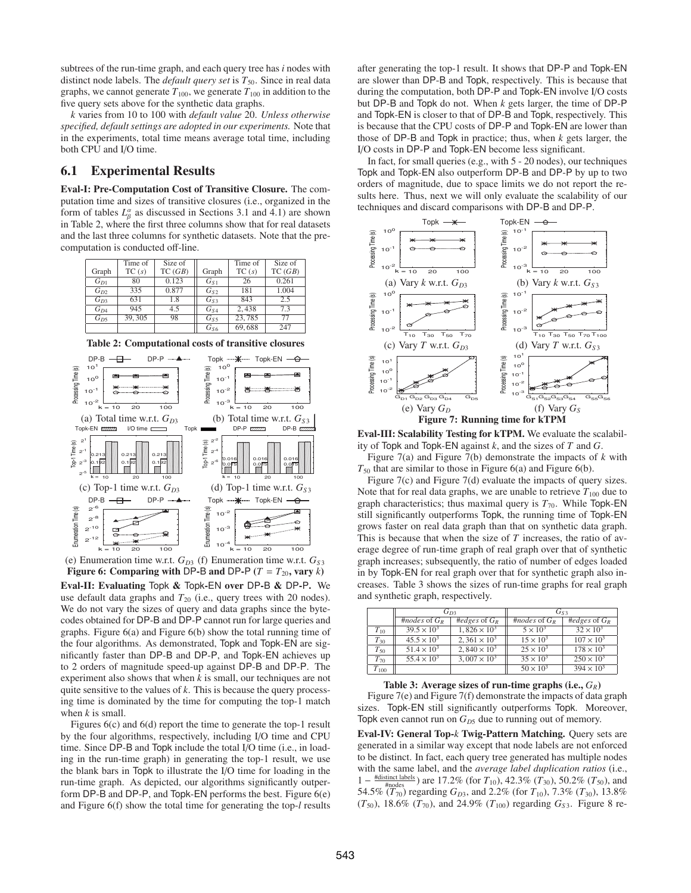subtrees of the run-time graph, and each query tree has $i$ nodes with distinct node labels. The *default query set* is $T_{50}$. Since in real data graphs, we cannot generate $T_{100}$, we generate $T_{100}$ in addition to the five query sets above for the synthetic data graphs.

$k$ varies from 10 to 100 with *default value* 20. *Unless otherwise specified, default settings are adopted in our experiments.* Note that in the experiments, total time means average total time, including both CPU and I/O time.

## 6.1 Experimental Results

**Eval-I: Pre-Computation Cost of Transitive Closure.** The computation time and sizes of transitive closures (i.e., organized in the form of tables $L^{\alpha}_{\beta}$ as discussed in Sections 3.1 and 4.1) are shown in Table 2, where the first three columns show that for real datasets and the last three columns for synthetic datasets. Note that the pre-computation is conducted off-line.

| Graph | Time of TC ($s$) | Size of TC ($GB$) | Graph | Time of TC ($s$) | Size of TC ($GB$) |
|---|---|---|---|---|---|
| $G_{D1}$ | 80 | 0.123 | $G_{S1}$ | 26 | 0.261 |
| $G_{D2}$ | 335 | 0.877 | $G_{S2}$ | 181 | 1.004 |
| $G_{D3}$ | 631 | 1.8 | $G_{S3}$ | 843 | 2.5 |
| $G_{D4}$ | 945 | 4.5 | $G_{S4}$ | 2,438 | 7.3 |
| $G_{D5}$ | 39,305 | 98 | $G_{S5}$ | 23,785 | 77 |
| | | | $G_{S6}$ | 69,688 | 247 |

**Table 2: Computational costs of transitive closures**

(a) Total time w.r.t. $G_{D3}$ (b) Total time w.r.t. $G_{S3}$

(c) Top-1 time w.r.t. $G_{D3}$ (d) Top-1 time w.r.t. $G_{S3}$

(e) Enumeration time w.r.t. $G_{D3}$ (f) Enumeration time w.r.t. $G_{S3}$

**Figure 6: Comparing with DP-B and DP-P ($T = T_{20}$, vary $k$)**

**Eval-II: Evaluating Topk & Topk-EN over DP-B & DP-P.** We use default data graphs and $T_{20}$ (i.e., query trees with 20 nodes). We do not vary the sizes of query and data graphs since the bytecodes obtained for DP-B and DP-P cannot run for large queries and graphs. Figure 6(a) and Figure 6(b) show the total running time of the four algorithms. As demonstrated, Topk and Topk-EN are significantly faster than DP-B and DP-P, and Topk-EN achieves up to 2 orders of magnitude speed-up against DP-B and DP-P. The experiment also shows that when $k$ is small, our techniques are not quite sensitive to the values of $k$. This is because the query processing time is dominated by the time for computing the top-1 match when $k$ is small.

Figures 6(c) and 6(d) report the time to generate the top-1 result by the four algorithms, respectively, including I/O time and CPU time. Since DP-B and Topk include the total I/O time (i.e., in loading in the run-time graph) in generating the top-1 result, we use the blank bars in Topk to illustrate the I/O time for loading in the run-time graph. As depicted, our algorithms significantly outperform DP-B and DP-P, and Topk-EN performs the best. Figure 6(e) and Figure 6(f) show the total time for generating the top-$l$ results after generating the top-1 result. It shows that DP-P and Topk-EN are slower than DP-B and Topk, respectively. This is because that during the computation, both DP-P and Topk-EN involve I/O costs but DP-B and Topk do not. When $k$ gets larger, the time of DP-P and Topk-EN is closer to that of DP-B and Topk, respectively. This is because that the CPU costs of DP-P and Topk-EN are lower than those of DP-B and Topk in practice; thus, when $k$ gets larger, the I/O costs in DP-P and Topk-EN become less significant.

In fact, for small queries (e.g., with 5 - 20 nodes), our techniques Topk and Topk-EN also outperform DP-B and DP-P by up to two orders of magnitude, due to space limits we do not report the results here. Thus, next we will only evaluate the scalability of our techniques and discard comparisons with DP-B and DP-P.

(a) Vary $k$ w.r.t. $G_{D3}$ (b) Vary $k$ w.r.t. $G_{S3}$

(c) Vary $T$ w.r.t. $G_{D3}$ (d) Vary $T$ w.r.t. $G_{S3}$

(e) Vary $G_D$ (f) Vary $G_S$

**Figure 7: Running time for kTPM**

**Eval-III: Scalability Testing for kTPM.** We evaluate the scalability of Topk and Topk-EN against $k$, and the sizes of $T$ and $G$.

Figure 7(a) and Figure 7(b) demonstrate the impacts of $k$ with $T_{50}$ that are similar to those in Figure 6(a) and Figure 6(b).

Figure 7(c) and Figure 7(d) evaluate the impacts of query sizes. Note that for real data graphs, we are unable to retrieve $T_{100}$ due to graph characteristics; thus maximal query is $T_{70}$. While Topk-EN still significantly outperforms Topk, the running time of Topk-EN grows faster on real data graph than that on synthetic data graph. This is because that when the size of $T$ increases, the ratio of average degree of run-time graph of real graph over that of synthetic graph increases; subsequently, the ratio of number of edges loaded in by Topk-EN for real graph over that for synthetic graph also increases. Table 3 shows the sizes of run-time graphs for real graph and synthetic graph, respectively.

| | $G_{D3}$ | | $G_{S3}$ | |
|---|---|---|---|---|
| | *#nodes* of $G_R$ | *#edges* of $G_R$ | *#nodes* of $G_R$ | *#edges* of $G_R$ |
| $T_{10}$ | $39.5 \times 10^3$ | $1,826 \times 10^3$ | $5 \times 10^3$ | $32 \times 10^3$ |
| $T_{30}$ | $45.5 \times 10^3$ | $2,361 \times 10^3$ | $15 \times 10^3$ | $107 \times 10^3$ |
| $T_{50}$ | $51.4 \times 10^3$ | $2,840 \times 10^3$ | $25 \times 10^3$ | $178 \times 10^3$ |
| $T_{70}$ | $55.4 \times 10^3$ | $3,007 \times 10^3$ | $35 \times 10^3$ | $250 \times 10^3$ |
| $T_{100}$ | | | $50 \times 10^3$ | $394 \times 10^3$ |

**Table 3: Average sizes of run-time graphs (i.e., $G_R$)**

Figure 7(e) and Figure 7(f) demonstrate the impacts of data graph sizes. Topk-EN still significantly outperforms Topk. Moreover, Topk even cannot run on $G_{D5}$ due to running out of memory.

**Eval-IV: General Top-$k$ Twig-Pattern Matching.** Query sets are generated in a similar way except that node labels are not enforced to be distinct. In fact, each query tree generated has multiple nodes with the same label, and the *average label duplication ratios* (i.e., $1 - \frac{\#\text{distinct labels}}{\#\text{nodes}}$) are 17.2% (for $T_{10}$), 42.3% ($T_{30}$), 50.2% ($T_{50}$), and 54.5% ($T_{70}$) regarding $G_{D3}$, and 2.2% (for $T_{10}$), 7.3% ($T_{30}$), 13.8% ($T_{50}$), 18.6% ($T_{70}$), and 24.9% ($T_{100}$) regarding $G_{S3}$. Figure 8 re-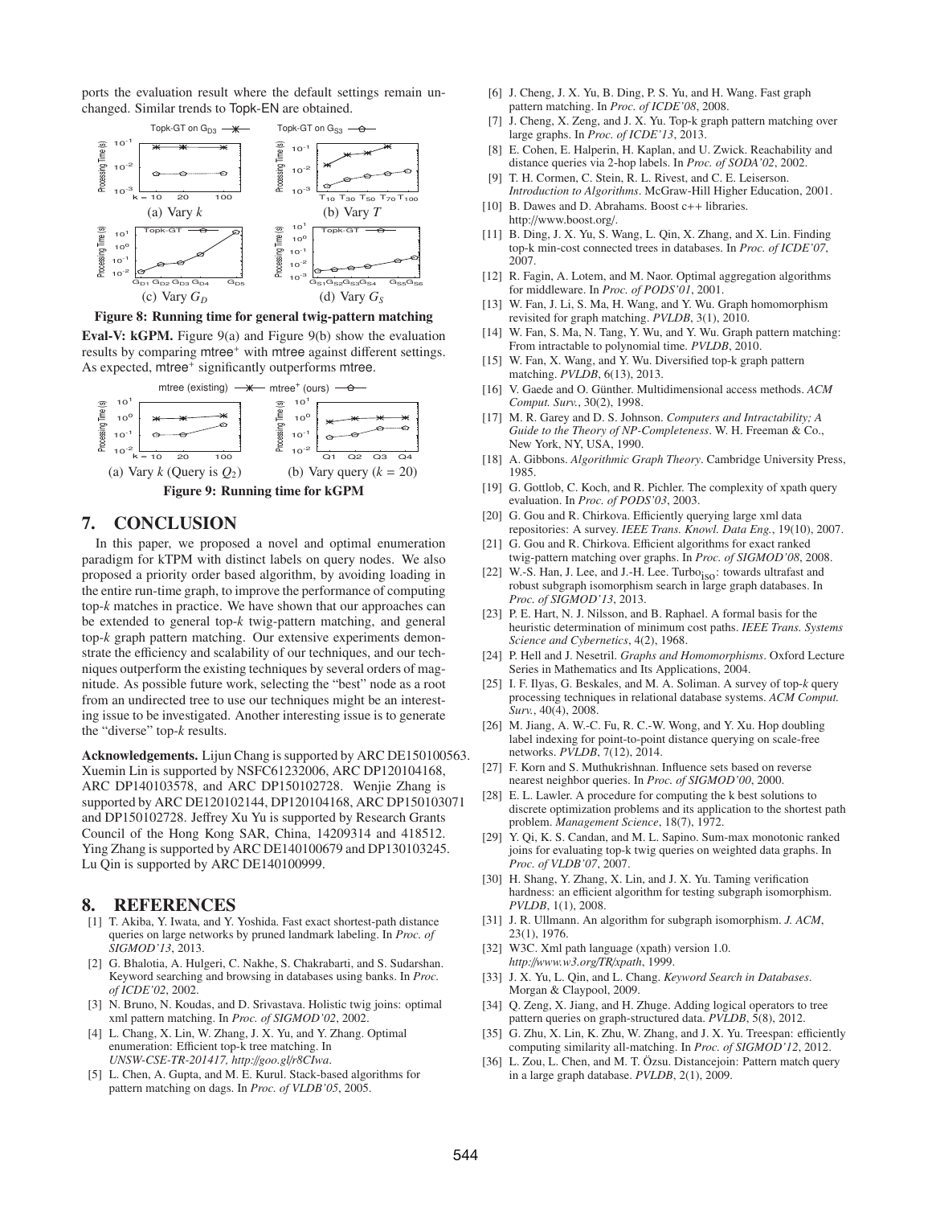ports the evaluation result where the default settings remain unchanged. Similar trends to Topk-EN are obtained.

Topk-GT on $G_{D3}$

Topk-GT on $G_{S3}$

Processing Time (s)

$10^{-1}$

$10^{-2}$

$10^{-3}$

k = 10 20 100

(a) Vary $k$

$T_{10}$ $T_{30}$ $T_{50}$ $T_{70}$ $T_{100}$

(b) Vary $T$

Topk-GT

$10^{1}$ $10^{0}$ $10^{-1}$ $10^{-2}$

$G_{D1}$ $G_{D2}$ $G_{D3}$ $G_{D4}$ $G_{D5}$

(c) Vary $G_D$

Topk-GT

$10^{1}$ $10^{0}$ $10^{-1}$ $10^{-2}$ $10^{-3}$

$G_{S1}$ $G_{S2}$ $G_{S3}$ $G_{S4}$ $G_{S5}$ $G_{S6}$

(d) Vary $G_S$

**Figure 8: Running time for general twig-pattern matching**

**Eval-V: kGPM.** Figure 9(a) and Figure 9(b) show the evaluation results by comparing mtree$^+$ with mtree against different settings. As expected, mtree$^+$ significantly outperforms mtree.

mtree (existing)  mtree$^+$ (ours)

Processing Time (s)

$10^{1}$ $10^{0}$ $10^{-1}$ $10^{-2}$

k = 10 20 100

Q1 Q2 Q3 Q4

(a) Vary $k$ (Query is $Q_2$)

(b) Vary query ($k$ = 20)

**Figure 9: Running time for kGPM**

## 7. CONCLUSION

In this paper, we proposed a novel and optimal enumeration paradigm for kTPM with distinct labels on query nodes. We also proposed a priority order based algorithm, by avoiding loading in the entire run-time graph, to improve the performance of computing top-$k$ matches in practice. We have shown that our approaches can be extended to general top-$k$ twig-pattern matching, and general top-$k$ graph pattern matching. Our extensive experiments demonstrate the efficiency and scalability of our techniques, and our techniques outperform the existing techniques by several orders of magnitude. As possible future work, selecting the "best" node as a root from an undirected tree to use our techniques might be an interesting issue to be investigated. Another interesting issue is to generate the "diverse" top-$k$ results.

**Acknowledgements.** Lijun Chang is supported by ARC DE150100563. Xuemin Lin is supported by NSFC61232006, ARC DP120104168, ARC DP140103578, and ARC DP150102728. Wenjie Zhang is supported by ARC DE120102144, DP120104168, ARC DP150103071 and DP150102728. Jeffrey Xu Yu is supported by Research Grants Council of the Hong Kong SAR, China, 14209314 and 418512. Ying Zhang is supported by ARC DE140100679 and DP130103245. Lu Qin is supported by ARC DE140100999.

## 8. REFERENCES

[1] T. Akiba, Y. Iwata, and Y. Yoshida. Fast exact shortest-path distance queries on large networks by pruned landmark labeling. In *Proc. of SIGMOD'13*, 2013.

[2] G. Bhalotia, A. Hulgeri, C. Nakhe, S. Chakrabarti, and S. Sudarshan. Keyword searching and browsing in databases using banks. In *Proc. of ICDE'02*, 2002.

[3] N. Bruno, N. Koudas, and D. Srivastava. Holistic twig joins: optimal xml pattern matching. In *Proc. of SIGMOD'02*, 2002.

[4] L. Chang, X. Lin, W. Zhang, J. X. Yu, and Y. Zhang. Optimal enumeration: Efficient top-k tree matching. In *UNSW-CSE-TR-201417, http://goo.gl/r8CIwa*.

[5] L. Chen, A. Gupta, and M. E. Kurul. Stack-based algorithms for pattern matching on dags. In *Proc. of VLDB'05*, 2005.

[6] J. Cheng, J. X. Yu, B. Ding, P. S. Yu, and H. Wang. Fast graph pattern matching. In *Proc. of ICDE'08*, 2008.

[7] J. Cheng, X. Zeng, and J. X. Yu. Top-k graph pattern matching over large graphs. In *Proc. of ICDE'13*, 2013.

[8] E. Cohen, E. Halperin, H. Kaplan, and U. Zwick. Reachability and distance queries via 2-hop labels. In *Proc. of SODA'02*, 2002.

[9] T. H. Cormen, C. Stein, R. L. Rivest, and C. E. Leiserson. *Introduction to Algorithms*. McGraw-Hill Higher Education, 2001.

[10] B. Dawes and D. Abrahams. Boost c++ libraries. http://www.boost.org/.

[11] B. Ding, J. X. Yu, S. Wang, L. Qin, X. Zhang, and X. Lin. Finding top-k min-cost connected trees in databases. In *Proc. of ICDE'07*, 2007.

[12] R. Fagin, A. Lotem, and M. Naor. Optimal aggregation algorithms for middleware. In *Proc. of PODS'01*, 2001.

[13] W. Fan, J. Li, S. Ma, H. Wang, and Y. Wu. Graph homomorphism revisited for graph matching. *PVLDB*, 3(1), 2010.

[14] W. Fan, S. Ma, N. Tang, Y. Wu, and Y. Wu. Graph pattern matching: From intractable to polynomial time. *PVLDB*, 2010.

[15] W. Fan, X. Wang, and Y. Wu. Diversified top-k graph pattern matching. *PVLDB*, 6(13), 2013.

[16] V. Gaede and O. Günther. Multidimensional access methods. *ACM Comput. Surv.*, 30(2), 1998.

[17] M. R. Garey and D. S. Johnson. *Computers and Intractability; A Guide to the Theory of NP-Completeness*. W. H. Freeman & Co., New York, NY, USA, 1990.

[18] A. Gibbons. *Algorithmic Graph Theory*. Cambridge University Press, 1985.

[19] G. Gottlob, C. Koch, and R. Pichler. The complexity of xpath query evaluation. In *Proc. of PODS'03*, 2003.

[20] G. Gou and R. Chirkova. Efficiently querying large xml data repositories: A survey. *IEEE Trans. Knowl. Data Eng.*, 19(10), 2007.

[21] G. Gou and R. Chirkova. Efficient algorithms for exact ranked twig-pattern matching over graphs. In *Proc. of SIGMOD'08*, 2008.

[22] W.-S. Han, J. Lee, and J.-H. Lee. Turbo$_{\text{iso}}$: towards ultrafast and robust subgraph isomorphism search in large graph databases. In *Proc. of SIGMOD'13*, 2013.

[23] P. E. Hart, N. J. Nilsson, and B. Raphael. A formal basis for the heuristic determination of minimum cost paths. *IEEE Trans. Systems Science and Cybernetics*, 4(2), 1968.

[24] P. Hell and J. Nesetril. *Graphs and Homomorphisms*. Oxford Lecture Series in Mathematics and Its Applications, 2004.

[25] I. F. Ilyas, G. Beskales, and M. A. Soliman. A survey of top-$k$ query processing techniques in relational database systems. *ACM Comput. Surv.*, 40(4), 2008.

[26] M. Jiang, A. W.-C. Fu, R. C.-W. Wong, and Y. Xu. Hop doubling label indexing for point-to-point distance querying on scale-free networks. *PVLDB*, 7(12), 2014.

[27] F. Korn and S. Muthukrishnan. Influence sets based on reverse nearest neighbor queries. In *Proc. of SIGMOD'00*, 2000.

[28] E. L. Lawler. A procedure for computing the k best solutions to discrete optimization problems and its application to the shortest path problem. *Management Science*, 18(7), 1972.

[29] Y. Qi, K. S. Candan, and M. L. Sapino. Sum-max monotonic ranked joins for evaluating top-k twig queries on weighted data graphs. In *Proc. of VLDB'07*, 2007.

[30] H. Shang, Y. Zhang, X. Lin, and J. X. Yu. Taming verification hardness: an efficient algorithm for testing subgraph isomorphism. *PVLDB*, 1(1), 2008.

[31] J. R. Ullmann. An algorithm for subgraph isomorphism. *J. ACM*, 23(1), 1976.

[32] W3C. Xml path language (xpath) version 1.0. *http://www.w3.org/TR/xpath*, 1999.

[33] J. X. Yu, L. Qin, and L. Chang. *Keyword Search in Databases*. Morgan & Claypool, 2009.

[34] Q. Zeng, X. Jiang, and H. Zhuge. Adding logical operators to tree pattern queries on graph-structured data. *PVLDB*, 5(8), 2012.

[35] G. Zhu, X. Lin, K. Zhu, W. Zhang, and J. X. Yu. Treespan: efficiently computing similarity all-matching. In *Proc. of SIGMOD'12*, 2012.

[36] L. Zou, L. Chen, and M. T. Özsu. Distancejoin: Pattern match query in a large graph database. *PVLDB*, 2(1), 2009.